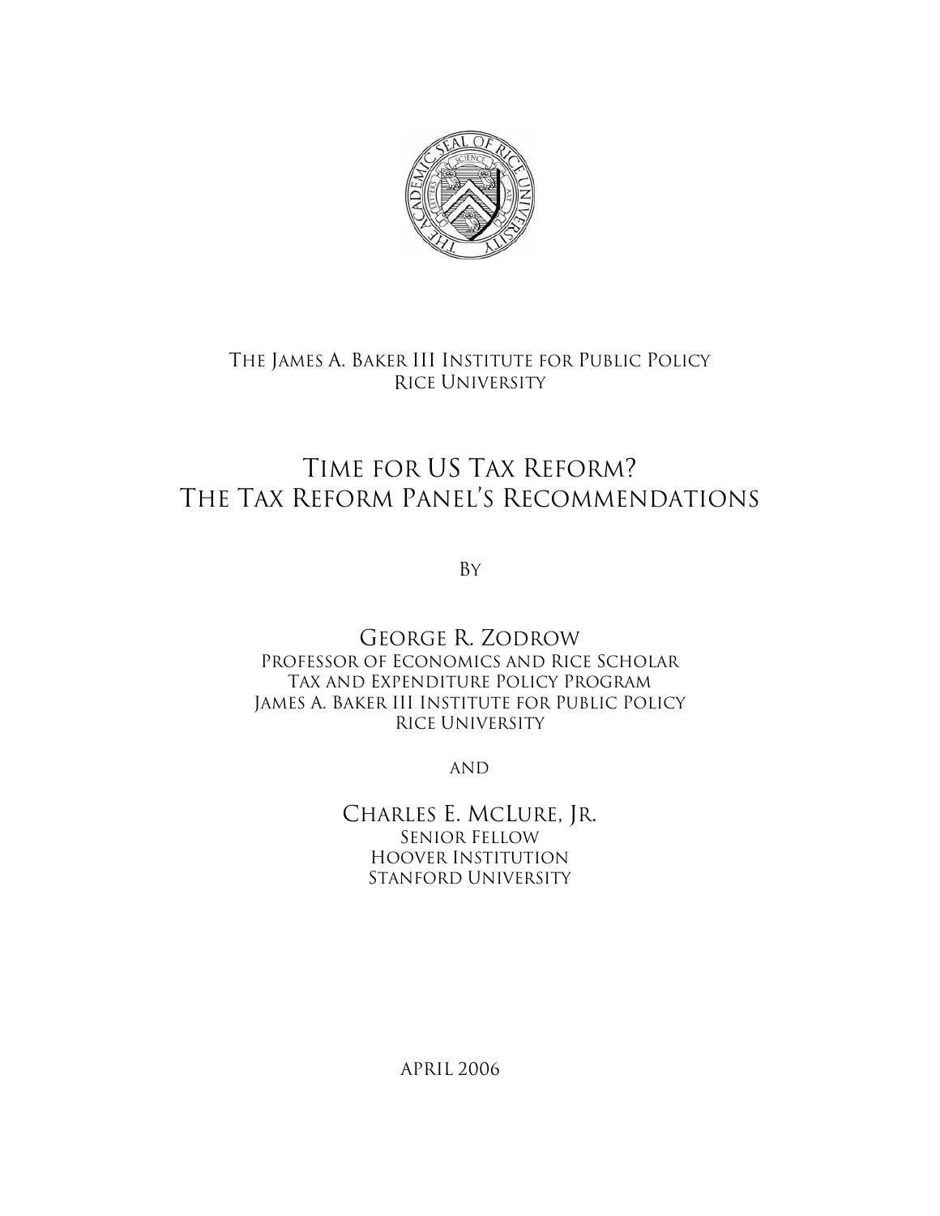The James A. Baker III Institute for Public Policy
Rice University

# Time for US Tax Reform? The Tax Reform Panel's Recommendations

By

George R. Zodrow
Professor of Economics and Rice Scholar
Tax and Expenditure Policy Program
James A. Baker III Institute for Public Policy
Rice University

and

Charles E. McLure, Jr.
Senior Fellow
Hoover Institution
Stanford University

April 2006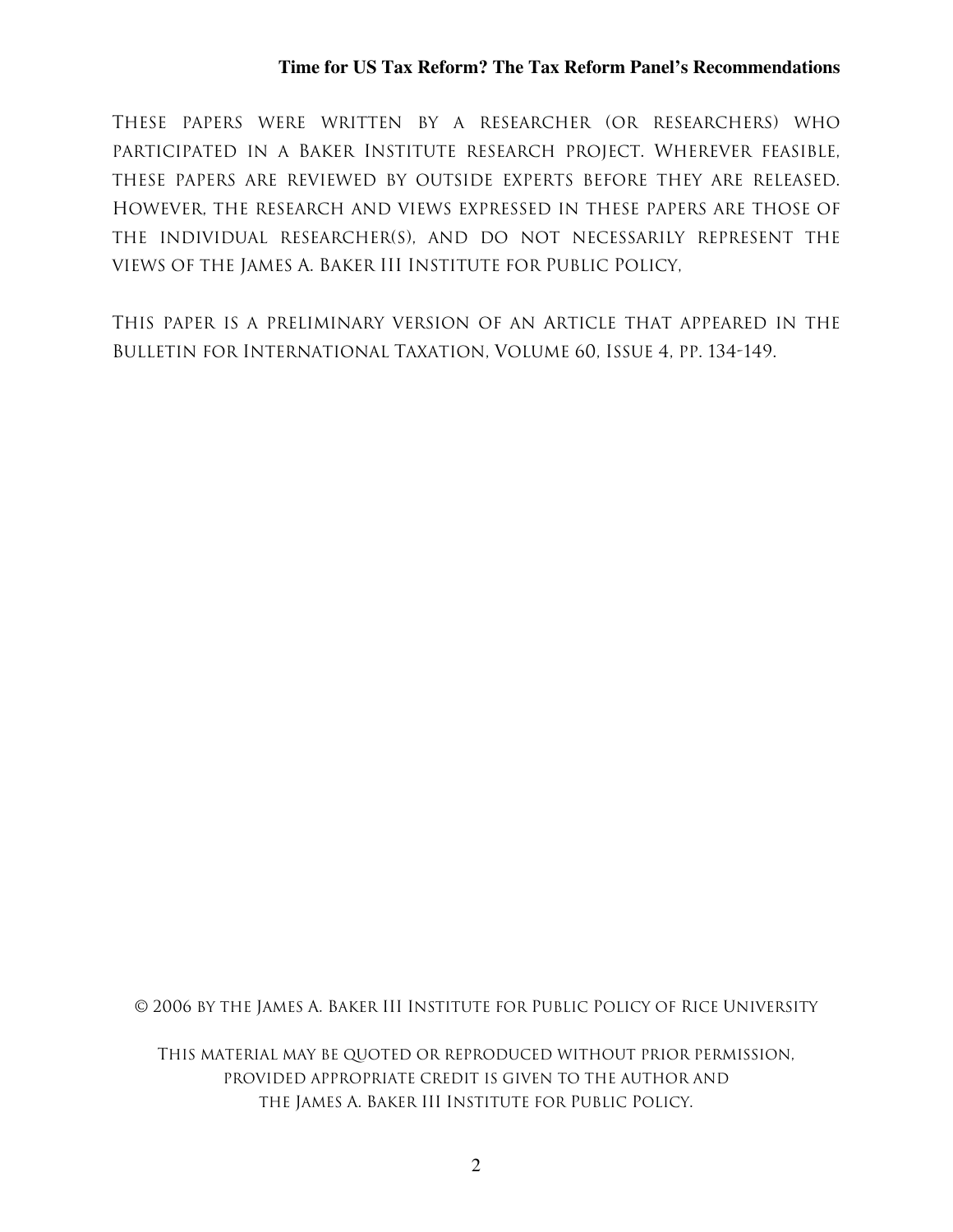These papers were written by a researcher (or researchers) who participated in a Baker Institute research project. Wherever feasible, these papers are reviewed by outside experts before they are released. However, the research and views expressed in these papers are those of the individual researcher(s), and do not necessarily represent the views of the James A. Baker III Institute for Public Policy,

This paper is a preliminary version of an Article that appeared in the Bulletin for International Taxation, Volume 60, Issue 4, pp. 134-149.

© 2006 by the James A. Baker III Institute for Public Policy of Rice University

This material may be quoted or reproduced without prior permission, provided appropriate credit is given to the author and the James A. Baker III Institute for Public Policy.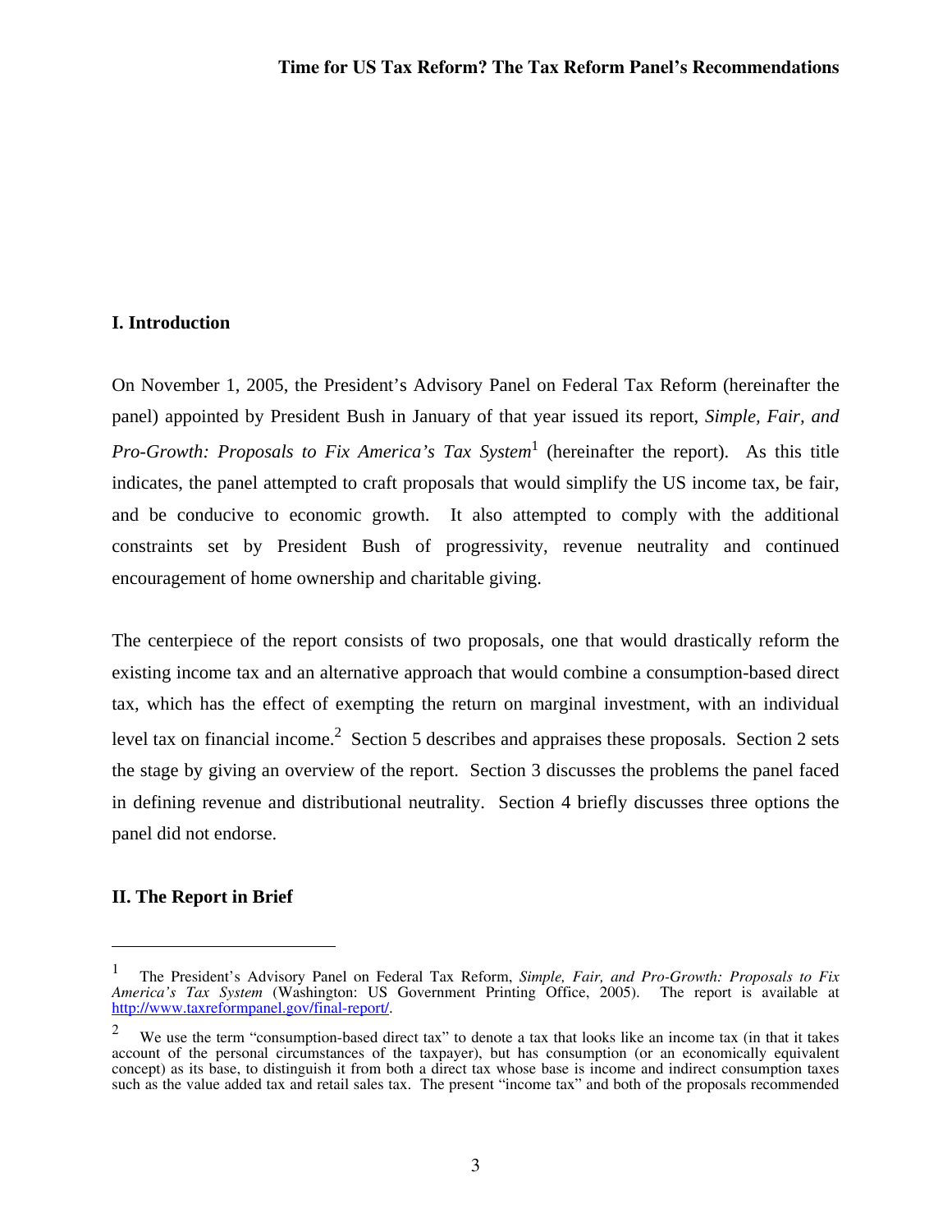## I. Introduction

On November 1, 2005, the President's Advisory Panel on Federal Tax Reform (hereinafter the panel) appointed by President Bush in January of that year issued its report, *Simple, Fair, and Pro-Growth: Proposals to Fix America's Tax System*[1] (hereinafter the report). As this title indicates, the panel attempted to craft proposals that would simplify the US income tax, be fair, and be conducive to economic growth. It also attempted to comply with the additional constraints set by President Bush of progressivity, revenue neutrality and continued encouragement of home ownership and charitable giving.

The centerpiece of the report consists of two proposals, one that would drastically reform the existing income tax and an alternative approach that would combine a consumption-based direct tax, which has the effect of exempting the return on marginal investment, with an individual level tax on financial income.[2] Section 5 describes and appraises these proposals. Section 2 sets the stage by giving an overview of the report. Section 3 discusses the problems the panel faced in defining revenue and distributional neutrality. Section 4 briefly discusses three options the panel did not endorse.

## II. The Report in Brief

---

[1] The President's Advisory Panel on Federal Tax Reform, *Simple, Fair, and Pro-Growth: Proposals to Fix America's Tax System* (Washington: US Government Printing Office, 2005). The report is available at http://www.taxreformpanel.gov/final-report/.

[2] We use the term "consumption-based direct tax" to denote a tax that looks like an income tax (in that it takes account of the personal circumstances of the taxpayer), but has consumption (or an economically equivalent concept) as its base, to distinguish it from both a direct tax whose base is income and indirect consumption taxes such as the value added tax and retail sales tax. The present "income tax" and both of the proposals recommended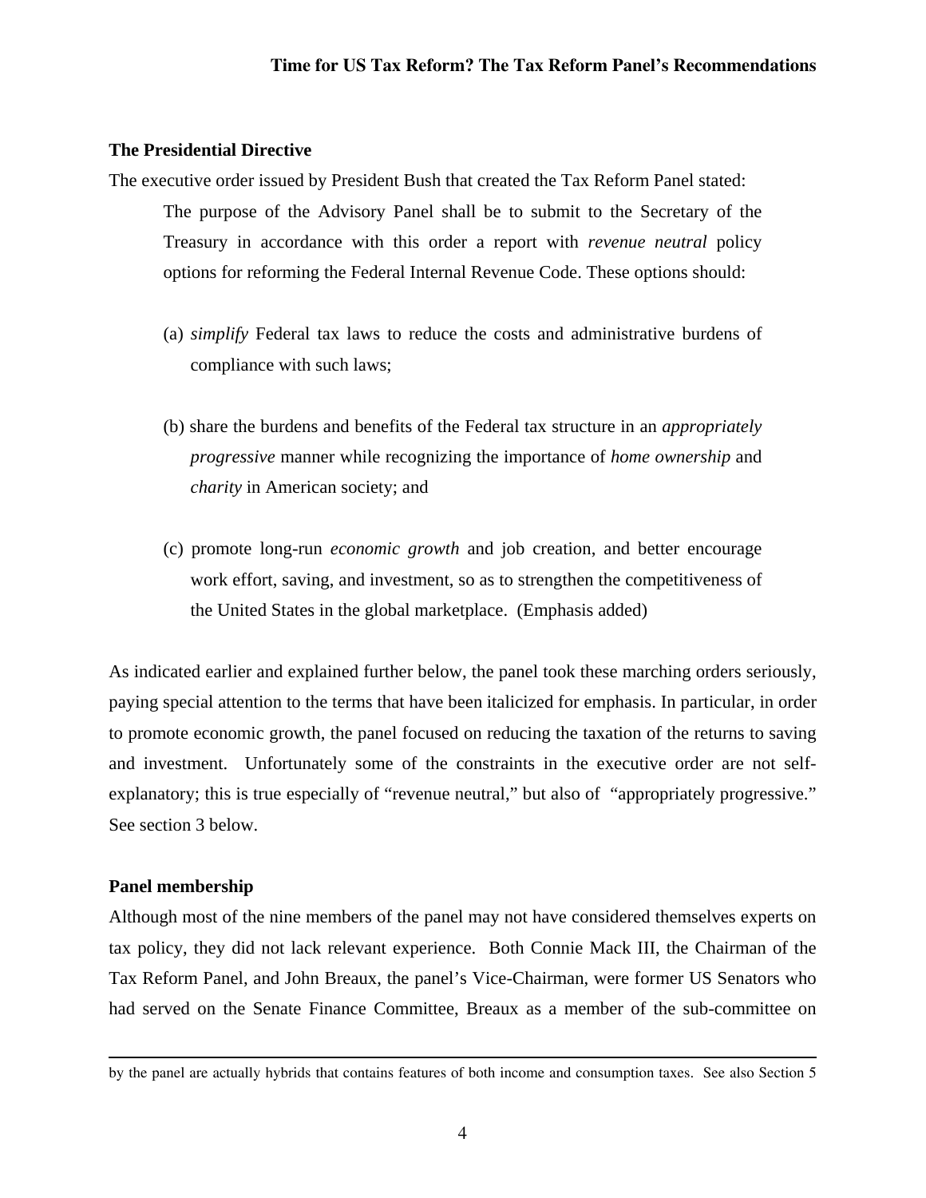### The Presidential Directive

The executive order issued by President Bush that created the Tax Reform Panel stated:

> The purpose of the Advisory Panel shall be to submit to the Secretary of the Treasury in accordance with this order a report with *revenue neutral* policy options for reforming the Federal Internal Revenue Code. These options should:
>
> (a) *simplify* Federal tax laws to reduce the costs and administrative burdens of compliance with such laws;
>
> (b) share the burdens and benefits of the Federal tax structure in an *appropriately progressive* manner while recognizing the importance of *home ownership* and *charity* in American society; and
>
> (c) promote long-run *economic growth* and job creation, and better encourage work effort, saving, and investment, so as to strengthen the competitiveness of the United States in the global marketplace. (Emphasis added)

As indicated earlier and explained further below, the panel took these marching orders seriously, paying special attention to the terms that have been italicized for emphasis. In particular, in order to promote economic growth, the panel focused on reducing the taxation of the returns to saving and investment. Unfortunately some of the constraints in the executive order are not self-explanatory; this is true especially of "revenue neutral," but also of "appropriately progressive." See section 3 below.

### Panel membership

Although most of the nine members of the panel may not have considered themselves experts on tax policy, they did not lack relevant experience. Both Connie Mack III, the Chairman of the Tax Reform Panel, and John Breaux, the panel's Vice-Chairman, were former US Senators who had served on the Senate Finance Committee, Breaux as a member of the sub-committee on

---

by the panel are actually hybrids that contains features of both income and consumption taxes. See also Section 5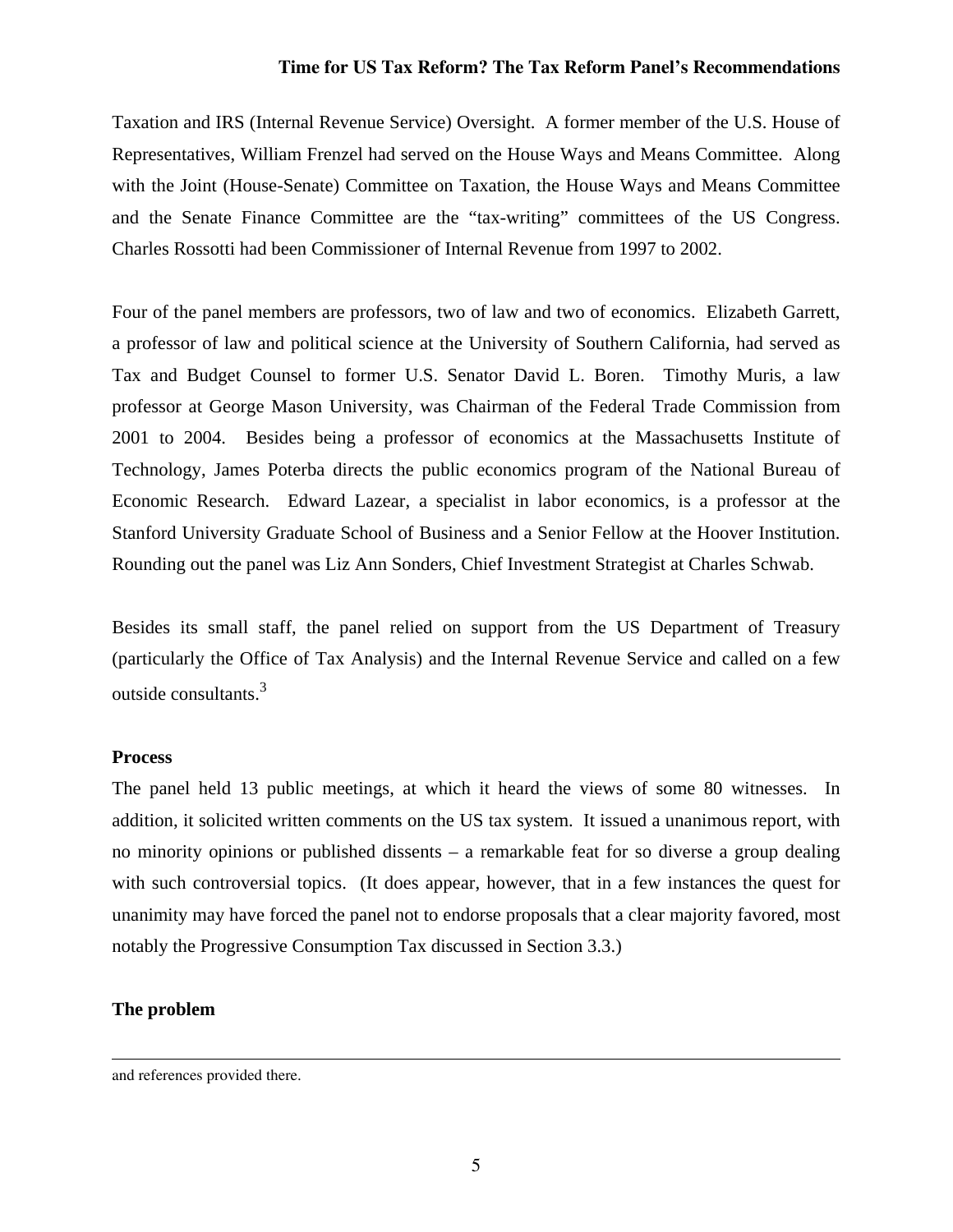Taxation and IRS (Internal Revenue Service) Oversight. A former member of the U.S. House of Representatives, William Frenzel had served on the House Ways and Means Committee. Along with the Joint (House-Senate) Committee on Taxation, the House Ways and Means Committee and the Senate Finance Committee are the "tax-writing" committees of the US Congress. Charles Rossotti had been Commissioner of Internal Revenue from 1997 to 2002.

Four of the panel members are professors, two of law and two of economics. Elizabeth Garrett, a professor of law and political science at the University of Southern California, had served as Tax and Budget Counsel to former U.S. Senator David L. Boren. Timothy Muris, a law professor at George Mason University, was Chairman of the Federal Trade Commission from 2001 to 2004. Besides being a professor of economics at the Massachusetts Institute of Technology, James Poterba directs the public economics program of the National Bureau of Economic Research. Edward Lazear, a specialist in labor economics, is a professor at the Stanford University Graduate School of Business and a Senior Fellow at the Hoover Institution. Rounding out the panel was Liz Ann Sonders, Chief Investment Strategist at Charles Schwab.

Besides its small staff, the panel relied on support from the US Department of Treasury (particularly the Office of Tax Analysis) and the Internal Revenue Service and called on a few outside consultants.[3]

**Process**

The panel held 13 public meetings, at which it heard the views of some 80 witnesses. In addition, it solicited written comments on the US tax system. It issued a unanimous report, with no minority opinions or published dissents – a remarkable feat for so diverse a group dealing with such controversial topics. (It does appear, however, that in a few instances the quest for unanimity may have forced the panel not to endorse proposals that a clear majority favored, most notably the Progressive Consumption Tax discussed in Section 3.3.)

**The problem**

---

and references provided there.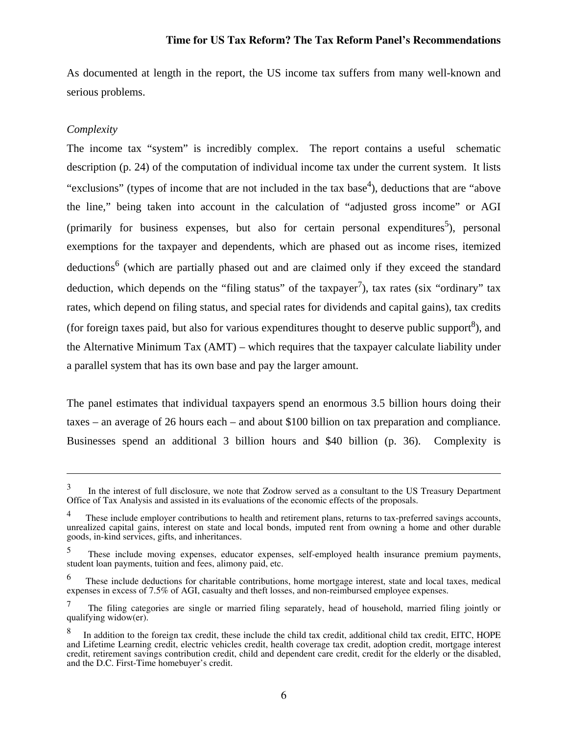As documented at length in the report, the US income tax suffers from many well-known and serious problems.

*Complexity*

The income tax "system" is incredibly complex. The report contains a useful schematic description (p. 24) of the computation of individual income tax under the current system. It lists "exclusions" (types of income that are not included in the tax base[4]), deductions that are "above the line," being taken into account in the calculation of "adjusted gross income" or AGI (primarily for business expenses, but also for certain personal expenditures[5]), personal exemptions for the taxpayer and dependents, which are phased out as income rises, itemized deductions[6] (which are partially phased out and are claimed only if they exceed the standard deduction, which depends on the "filing status" of the taxpayer[7]), tax rates (six "ordinary" tax rates, which depend on filing status, and special rates for dividends and capital gains), tax credits (for foreign taxes paid, but also for various expenditures thought to deserve public support[8]), and the Alternative Minimum Tax (AMT) – which requires that the taxpayer calculate liability under a parallel system that has its own base and pay the larger amount.

The panel estimates that individual taxpayers spend an enormous 3.5 billion hours doing their taxes – an average of 26 hours each – and about $100 billion on tax preparation and compliance. Businesses spend an additional 3 billion hours and $40 billion (p. 36). Complexity is

---

[3] In the interest of full disclosure, we note that Zodrow served as a consultant to the US Treasury Department Office of Tax Analysis and assisted in its evaluations of the economic effects of the proposals.

[4] These include employer contributions to health and retirement plans, returns to tax-preferred savings accounts, unrealized capital gains, interest on state and local bonds, imputed rent from owning a home and other durable goods, in-kind services, gifts, and inheritances.

[5] These include moving expenses, educator expenses, self-employed health insurance premium payments, student loan payments, tuition and fees, alimony paid, etc.

[6] These include deductions for charitable contributions, home mortgage interest, state and local taxes, medical expenses in excess of 7.5% of AGI, casualty and theft losses, and non-reimbursed employee expenses.

[7] The filing categories are single or married filing separately, head of household, married filing jointly or qualifying widow(er).

[8] In addition to the foreign tax credit, these include the child tax credit, additional child tax credit, EITC, HOPE and Lifetime Learning credit, electric vehicles credit, health coverage tax credit, adoption credit, mortgage interest credit, retirement savings contribution credit, child and dependent care credit, credit for the elderly or the disabled, and the D.C. First-Time homebuyer's credit.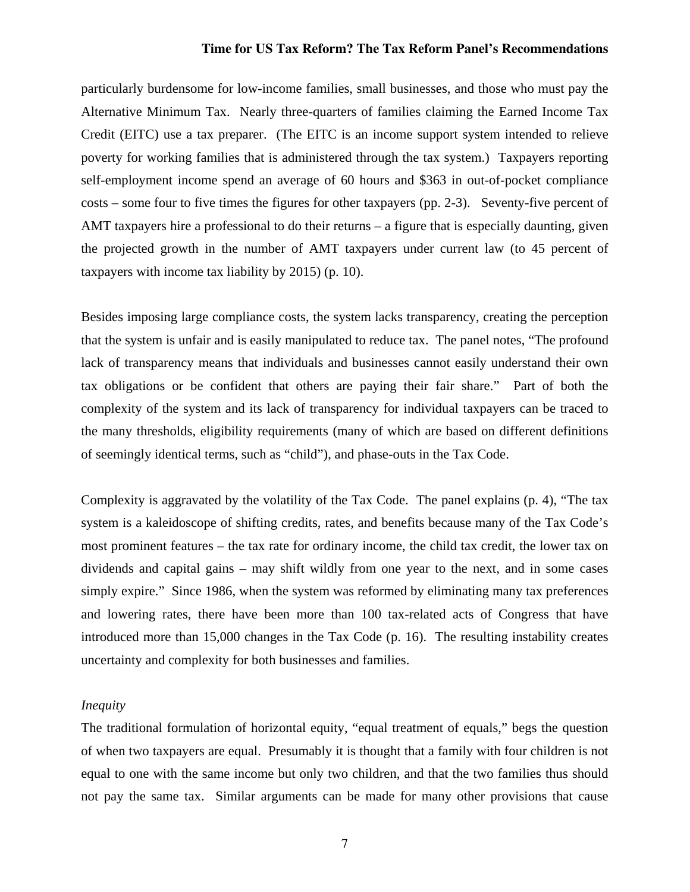particularly burdensome for low-income families, small businesses, and those who must pay the Alternative Minimum Tax. Nearly three-quarters of families claiming the Earned Income Tax Credit (EITC) use a tax preparer. (The EITC is an income support system intended to relieve poverty for working families that is administered through the tax system.) Taxpayers reporting self-employment income spend an average of 60 hours and $363 in out-of-pocket compliance costs – some four to five times the figures for other taxpayers (pp. 2-3). Seventy-five percent of AMT taxpayers hire a professional to do their returns – a figure that is especially daunting, given the projected growth in the number of AMT taxpayers under current law (to 45 percent of taxpayers with income tax liability by 2015) (p. 10).

Besides imposing large compliance costs, the system lacks transparency, creating the perception that the system is unfair and is easily manipulated to reduce tax. The panel notes, "The profound lack of transparency means that individuals and businesses cannot easily understand their own tax obligations or be confident that others are paying their fair share." Part of both the complexity of the system and its lack of transparency for individual taxpayers can be traced to the many thresholds, eligibility requirements (many of which are based on different definitions of seemingly identical terms, such as "child"), and phase-outs in the Tax Code.

Complexity is aggravated by the volatility of the Tax Code. The panel explains (p. 4), "The tax system is a kaleidoscope of shifting credits, rates, and benefits because many of the Tax Code's most prominent features – the tax rate for ordinary income, the child tax credit, the lower tax on dividends and capital gains – may shift wildly from one year to the next, and in some cases simply expire." Since 1986, when the system was reformed by eliminating many tax preferences and lowering rates, there have been more than 100 tax-related acts of Congress that have introduced more than 15,000 changes in the Tax Code (p. 16). The resulting instability creates uncertainty and complexity for both businesses and families.

*Inequity*

The traditional formulation of horizontal equity, "equal treatment of equals," begs the question of when two taxpayers are equal. Presumably it is thought that a family with four children is not equal to one with the same income but only two children, and that the two families thus should not pay the same tax. Similar arguments can be made for many other provisions that cause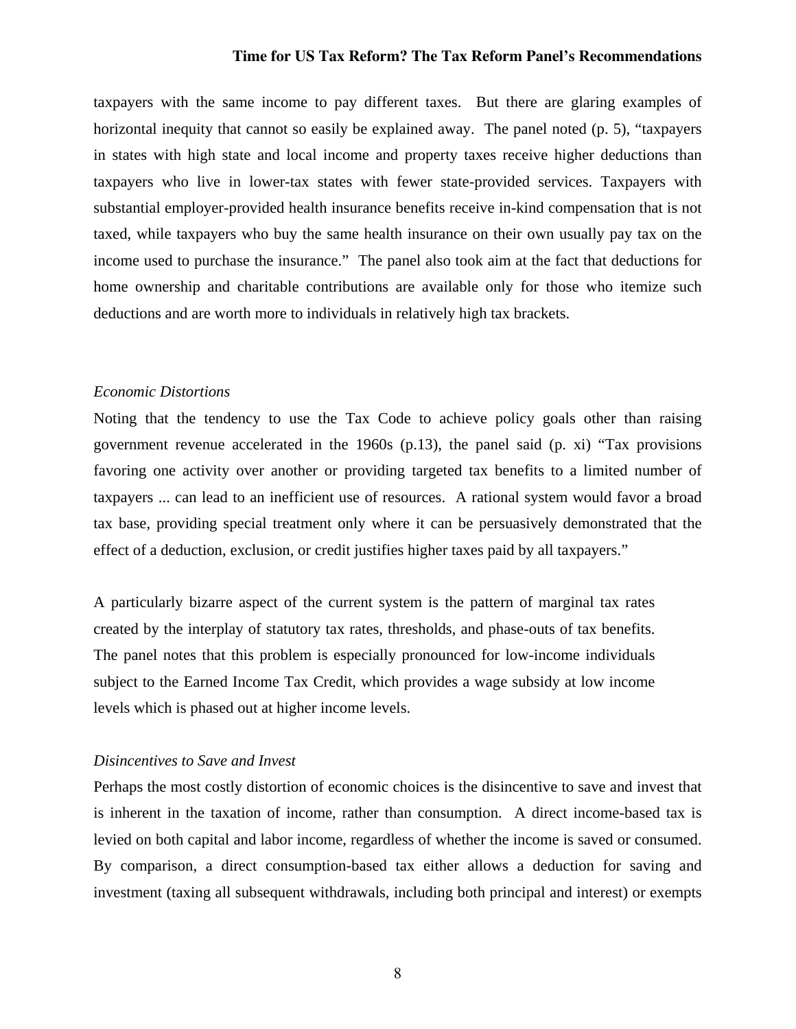taxpayers with the same income to pay different taxes. But there are glaring examples of horizontal inequity that cannot so easily be explained away. The panel noted (p. 5), "taxpayers in states with high state and local income and property taxes receive higher deductions than taxpayers who live in lower-tax states with fewer state-provided services. Taxpayers with substantial employer-provided health insurance benefits receive in-kind compensation that is not taxed, while taxpayers who buy the same health insurance on their own usually pay tax on the income used to purchase the insurance." The panel also took aim at the fact that deductions for home ownership and charitable contributions are available only for those who itemize such deductions and are worth more to individuals in relatively high tax brackets.

*Economic Distortions*

Noting that the tendency to use the Tax Code to achieve policy goals other than raising government revenue accelerated in the 1960s (p.13), the panel said (p. xi) "Tax provisions favoring one activity over another or providing targeted tax benefits to a limited number of taxpayers ... can lead to an inefficient use of resources. A rational system would favor a broad tax base, providing special treatment only where it can be persuasively demonstrated that the effect of a deduction, exclusion, or credit justifies higher taxes paid by all taxpayers."

A particularly bizarre aspect of the current system is the pattern of marginal tax rates created by the interplay of statutory tax rates, thresholds, and phase-outs of tax benefits. The panel notes that this problem is especially pronounced for low-income individuals subject to the Earned Income Tax Credit, which provides a wage subsidy at low income levels which is phased out at higher income levels.

*Disincentives to Save and Invest*

Perhaps the most costly distortion of economic choices is the disincentive to save and invest that is inherent in the taxation of income, rather than consumption. A direct income-based tax is levied on both capital and labor income, regardless of whether the income is saved or consumed. By comparison, a direct consumption-based tax either allows a deduction for saving and investment (taxing all subsequent withdrawals, including both principal and interest) or exempts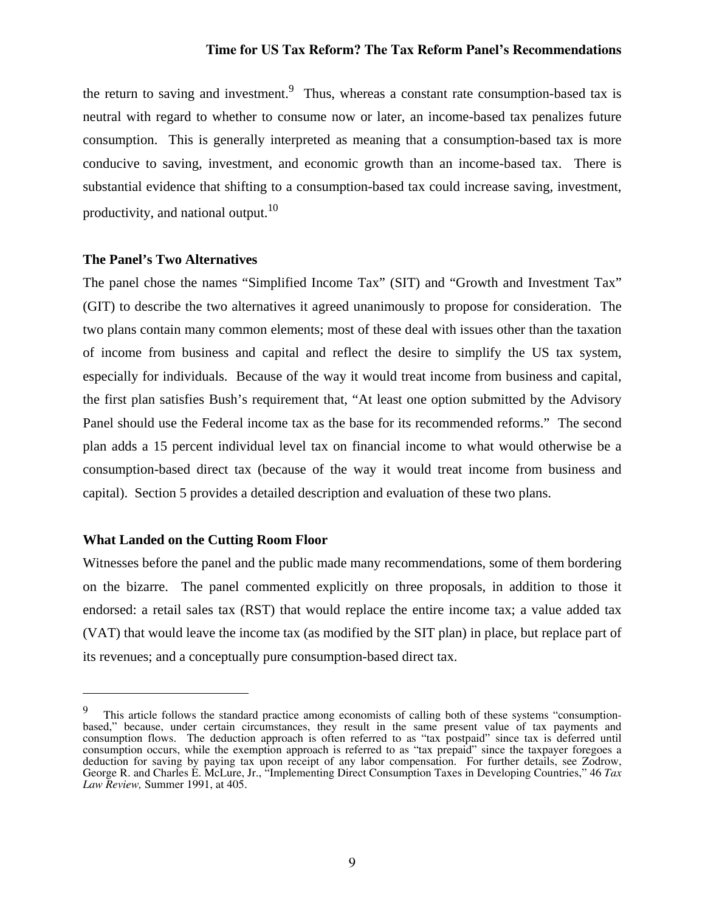the return to saving and investment.[9] Thus, whereas a constant rate consumption-based tax is neutral with regard to whether to consume now or later, an income-based tax penalizes future consumption. This is generally interpreted as meaning that a consumption-based tax is more conducive to saving, investment, and economic growth than an income-based tax. There is substantial evidence that shifting to a consumption-based tax could increase saving, investment, productivity, and national output.[10]

### The Panel's Two Alternatives

The panel chose the names "Simplified Income Tax" (SIT) and "Growth and Investment Tax" (GIT) to describe the two alternatives it agreed unanimously to propose for consideration. The two plans contain many common elements; most of these deal with issues other than the taxation of income from business and capital and reflect the desire to simplify the US tax system, especially for individuals. Because of the way it would treat income from business and capital, the first plan satisfies Bush's requirement that, "At least one option submitted by the Advisory Panel should use the Federal income tax as the base for its recommended reforms." The second plan adds a 15 percent individual level tax on financial income to what would otherwise be a consumption-based direct tax (because of the way it would treat income from business and capital). Section 5 provides a detailed description and evaluation of these two plans.

### What Landed on the Cutting Room Floor

Witnesses before the panel and the public made many recommendations, some of them bordering on the bizarre. The panel commented explicitly on three proposals, in addition to those it endorsed: a retail sales tax (RST) that would replace the entire income tax; a value added tax (VAT) that would leave the income tax (as modified by the SIT plan) in place, but replace part of its revenues; and a conceptually pure consumption-based direct tax.

---

[9] This article follows the standard practice among economists of calling both of these systems "consumption-based," because, under certain circumstances, they result in the same present value of tax payments and consumption flows. The deduction approach is often referred to as "tax postpaid" since tax is deferred until consumption occurs, while the exemption approach is referred to as "tax prepaid" since the taxpayer foregoes a deduction for saving by paying tax upon receipt of any labor compensation. For further details, see Zodrow, George R. and Charles E. McLure, Jr., "Implementing Direct Consumption Taxes in Developing Countries," 46 *Tax Law Review,* Summer 1991, at 405.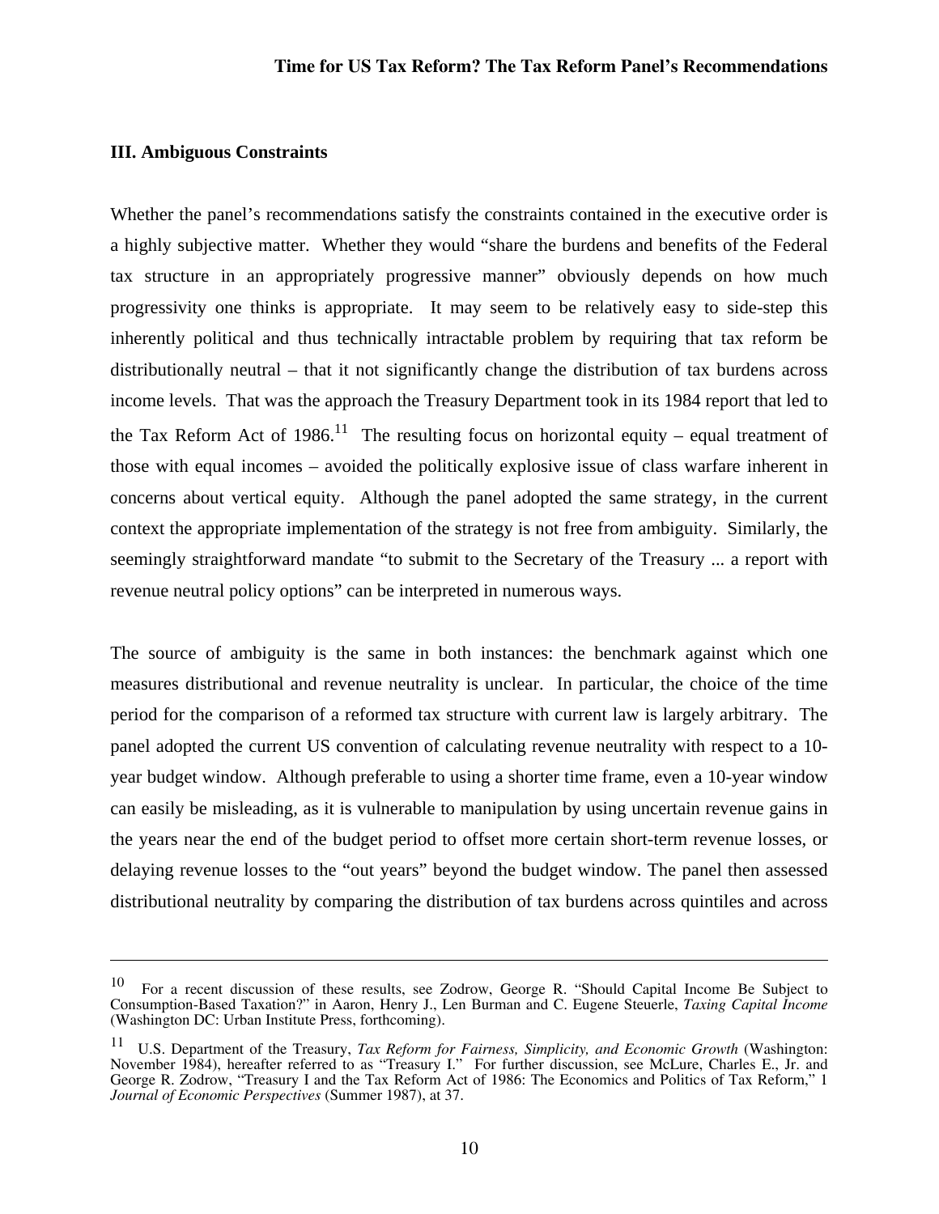### III. Ambiguous Constraints

Whether the panel's recommendations satisfy the constraints contained in the executive order is a highly subjective matter. Whether they would "share the burdens and benefits of the Federal tax structure in an appropriately progressive manner" obviously depends on how much progressivity one thinks is appropriate. It may seem to be relatively easy to side-step this inherently political and thus technically intractable problem by requiring that tax reform be distributionally neutral – that it not significantly change the distribution of tax burdens across income levels. That was the approach the Treasury Department took in its 1984 report that led to the Tax Reform Act of 1986.[11] The resulting focus on horizontal equity – equal treatment of those with equal incomes – avoided the politically explosive issue of class warfare inherent in concerns about vertical equity. Although the panel adopted the same strategy, in the current context the appropriate implementation of the strategy is not free from ambiguity. Similarly, the seemingly straightforward mandate "to submit to the Secretary of the Treasury ... a report with revenue neutral policy options" can be interpreted in numerous ways.

The source of ambiguity is the same in both instances: the benchmark against which one measures distributional and revenue neutrality is unclear. In particular, the choice of the time period for the comparison of a reformed tax structure with current law is largely arbitrary. The panel adopted the current US convention of calculating revenue neutrality with respect to a 10-year budget window. Although preferable to using a shorter time frame, even a 10-year window can easily be misleading, as it is vulnerable to manipulation by using uncertain revenue gains in the years near the end of the budget period to offset more certain short-term revenue losses, or delaying revenue losses to the "out years" beyond the budget window. The panel then assessed distributional neutrality by comparing the distribution of tax burdens across quintiles and across

---

[10] For a recent discussion of these results, see Zodrow, George R. "Should Capital Income Be Subject to Consumption-Based Taxation?" in Aaron, Henry J., Len Burman and C. Eugene Steuerle, *Taxing Capital Income* (Washington DC: Urban Institute Press, forthcoming).

[11] U.S. Department of the Treasury, *Tax Reform for Fairness, Simplicity, and Economic Growth* (Washington: November 1984), hereafter referred to as "Treasury I." For further discussion, see McLure, Charles E., Jr. and George R. Zodrow, "Treasury I and the Tax Reform Act of 1986: The Economics and Politics of Tax Reform," 1 *Journal of Economic Perspectives* (Summer 1987), at 37.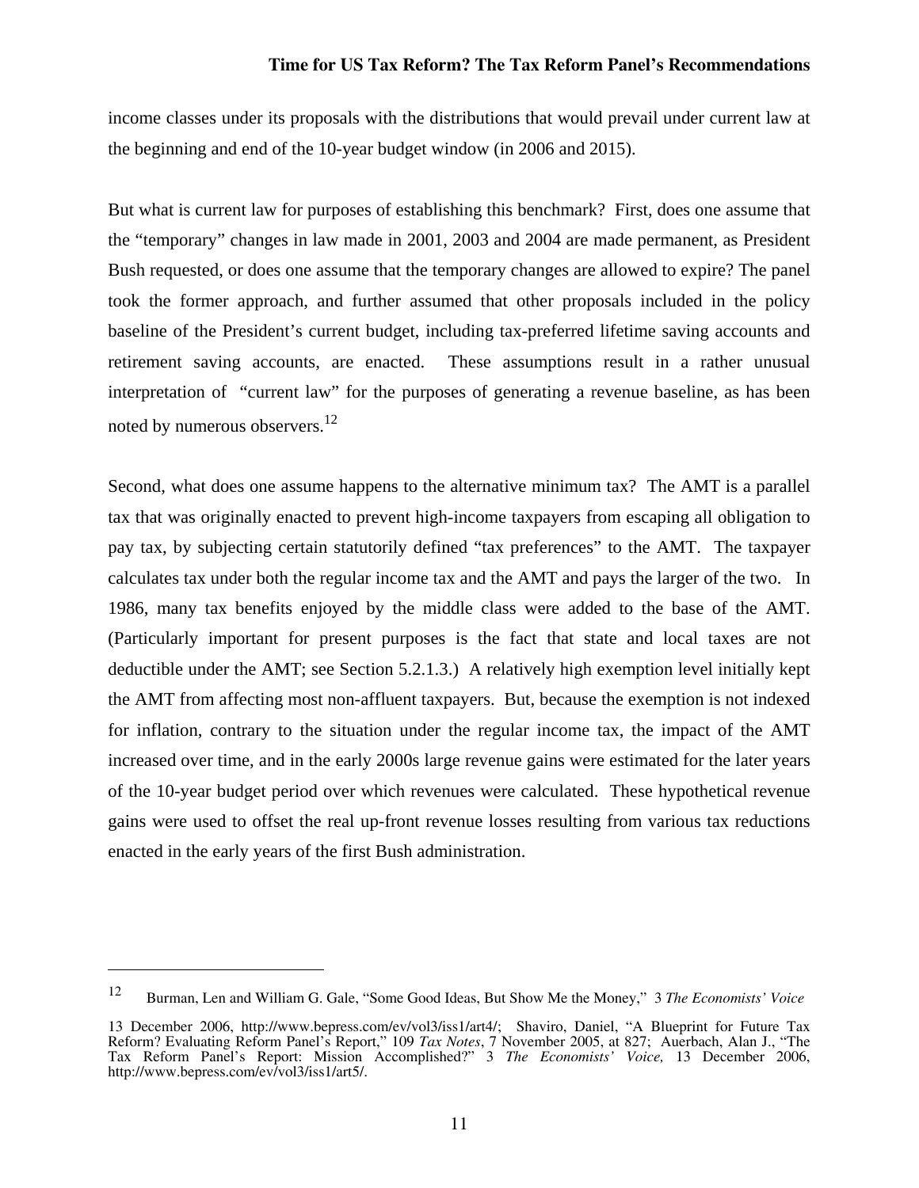income classes under its proposals with the distributions that would prevail under current law at the beginning and end of the 10-year budget window (in 2006 and 2015).

But what is current law for purposes of establishing this benchmark? First, does one assume that the "temporary" changes in law made in 2001, 2003 and 2004 are made permanent, as President Bush requested, or does one assume that the temporary changes are allowed to expire? The panel took the former approach, and further assumed that other proposals included in the policy baseline of the President's current budget, including tax-preferred lifetime saving accounts and retirement saving accounts, are enacted. These assumptions result in a rather unusual interpretation of "current law" for the purposes of generating a revenue baseline, as has been noted by numerous observers.[12]

Second, what does one assume happens to the alternative minimum tax? The AMT is a parallel tax that was originally enacted to prevent high-income taxpayers from escaping all obligation to pay tax, by subjecting certain statutorily defined "tax preferences" to the AMT. The taxpayer calculates tax under both the regular income tax and the AMT and pays the larger of the two. In 1986, many tax benefits enjoyed by the middle class were added to the base of the AMT. (Particularly important for present purposes is the fact that state and local taxes are not deductible under the AMT; see Section 5.2.1.3.) A relatively high exemption level initially kept the AMT from affecting most non-affluent taxpayers. But, because the exemption is not indexed for inflation, contrary to the situation under the regular income tax, the impact of the AMT increased over time, and in the early 2000s large revenue gains were estimated for the later years of the 10-year budget period over which revenues were calculated. These hypothetical revenue gains were used to offset the real up-front revenue losses resulting from various tax reductions enacted in the early years of the first Bush administration.

---

[12] Burman, Len and William G. Gale, "Some Good Ideas, But Show Me the Money," 3 *The Economists' Voice* 13 December 2006, http://www.bepress.com/ev/vol3/iss1/art4/; Shaviro, Daniel, "A Blueprint for Future Tax Reform? Evaluating Reform Panel's Report," 109 *Tax Notes*, 7 November 2005, at 827; Auerbach, Alan J., "The Tax Reform Panel's Report: Mission Accomplished?" 3 *The Economists' Voice,* 13 December 2006, http://www.bepress.com/ev/vol3/iss1/art5/.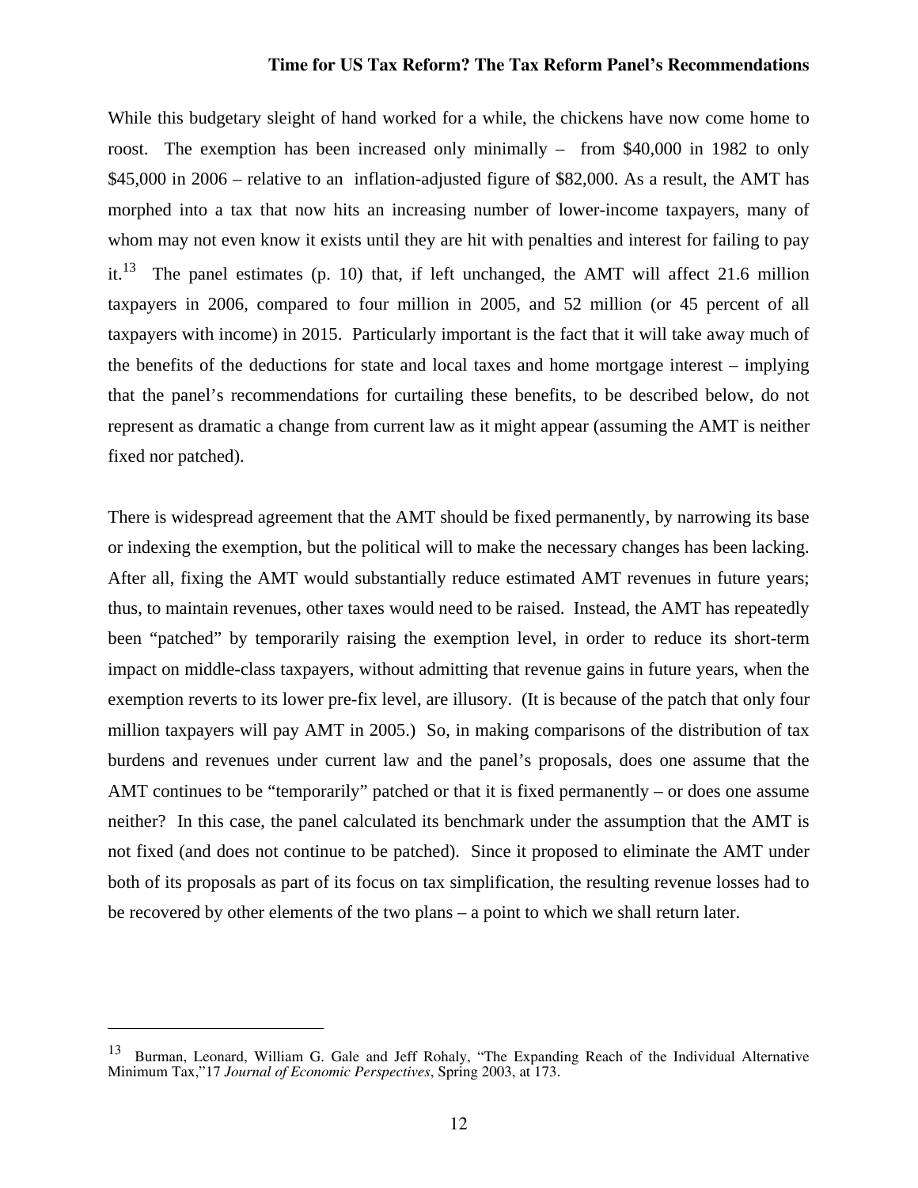While this budgetary sleight of hand worked for a while, the chickens have now come home to roost. The exemption has been increased only minimally – from $40,000 in 1982 to only $45,000 in 2006 – relative to an inflation-adjusted figure of $82,000. As a result, the AMT has morphed into a tax that now hits an increasing number of lower-income taxpayers, many of whom may not even know it exists until they are hit with penalties and interest for failing to pay it.[13] The panel estimates (p. 10) that, if left unchanged, the AMT will affect 21.6 million taxpayers in 2006, compared to four million in 2005, and 52 million (or 45 percent of all taxpayers with income) in 2015. Particularly important is the fact that it will take away much of the benefits of the deductions for state and local taxes and home mortgage interest – implying that the panel's recommendations for curtailing these benefits, to be described below, do not represent as dramatic a change from current law as it might appear (assuming the AMT is neither fixed nor patched).

There is widespread agreement that the AMT should be fixed permanently, by narrowing its base or indexing the exemption, but the political will to make the necessary changes has been lacking. After all, fixing the AMT would substantially reduce estimated AMT revenues in future years; thus, to maintain revenues, other taxes would need to be raised. Instead, the AMT has repeatedly been "patched" by temporarily raising the exemption level, in order to reduce its short-term impact on middle-class taxpayers, without admitting that revenue gains in future years, when the exemption reverts to its lower pre-fix level, are illusory. (It is because of the patch that only four million taxpayers will pay AMT in 2005.) So, in making comparisons of the distribution of tax burdens and revenues under current law and the panel's proposals, does one assume that the AMT continues to be "temporarily" patched or that it is fixed permanently – or does one assume neither? In this case, the panel calculated its benchmark under the assumption that the AMT is not fixed (and does not continue to be patched). Since it proposed to eliminate the AMT under both of its proposals as part of its focus on tax simplification, the resulting revenue losses had to be recovered by other elements of the two plans – a point to which we shall return later.

---

[13] Burman, Leonard, William G. Gale and Jeff Rohaly, "The Expanding Reach of the Individual Alternative Minimum Tax,"17 *Journal of Economic Perspectives*, Spring 2003, at 173.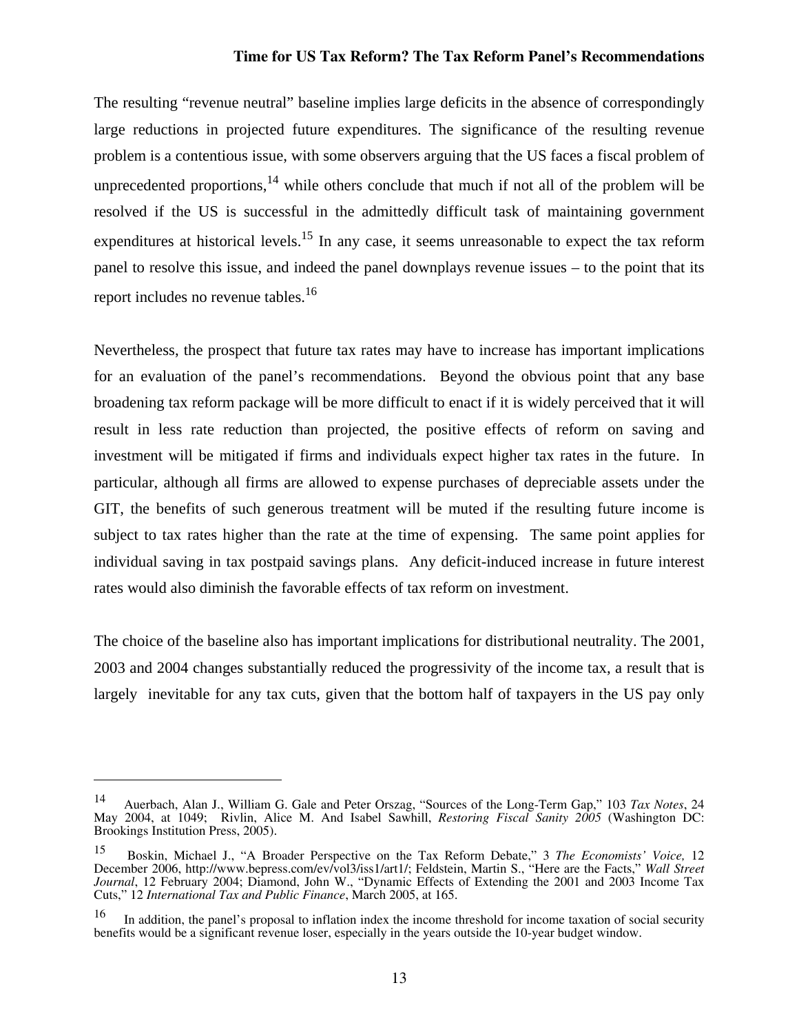The resulting "revenue neutral" baseline implies large deficits in the absence of correspondingly large reductions in projected future expenditures. The significance of the resulting revenue problem is a contentious issue, with some observers arguing that the US faces a fiscal problem of unprecedented proportions,[14] while others conclude that much if not all of the problem will be resolved if the US is successful in the admittedly difficult task of maintaining government expenditures at historical levels.[15] In any case, it seems unreasonable to expect the tax reform panel to resolve this issue, and indeed the panel downplays revenue issues – to the point that its report includes no revenue tables.[16]

Nevertheless, the prospect that future tax rates may have to increase has important implications for an evaluation of the panel's recommendations. Beyond the obvious point that any base broadening tax reform package will be more difficult to enact if it is widely perceived that it will result in less rate reduction than projected, the positive effects of reform on saving and investment will be mitigated if firms and individuals expect higher tax rates in the future. In particular, although all firms are allowed to expense purchases of depreciable assets under the GIT, the benefits of such generous treatment will be muted if the resulting future income is subject to tax rates higher than the rate at the time of expensing. The same point applies for individual saving in tax postpaid savings plans. Any deficit-induced increase in future interest rates would also diminish the favorable effects of tax reform on investment.

The choice of the baseline also has important implications for distributional neutrality. The 2001, 2003 and 2004 changes substantially reduced the progressivity of the income tax, a result that is largely inevitable for any tax cuts, given that the bottom half of taxpayers in the US pay only

---

[14] Auerbach, Alan J., William G. Gale and Peter Orszag, "Sources of the Long-Term Gap," 103 *Tax Notes*, 24 May 2004, at 1049; Rivlin, Alice M. And Isabel Sawhill, *Restoring Fiscal Sanity 2005* (Washington DC: Brookings Institution Press, 2005).

[15] Boskin, Michael J., "A Broader Perspective on the Tax Reform Debate," 3 *The Economists' Voice,* 12 December 2006, http://www.bepress.com/ev/vol3/iss1/art1/; Feldstein, Martin S., "Here are the Facts," *Wall Street Journal*, 12 February 2004; Diamond, John W., "Dynamic Effects of Extending the 2001 and 2003 Income Tax Cuts," 12 *International Tax and Public Finance*, March 2005, at 165.

[16] In addition, the panel's proposal to inflation index the income threshold for income taxation of social security benefits would be a significant revenue loser, especially in the years outside the 10-year budget window.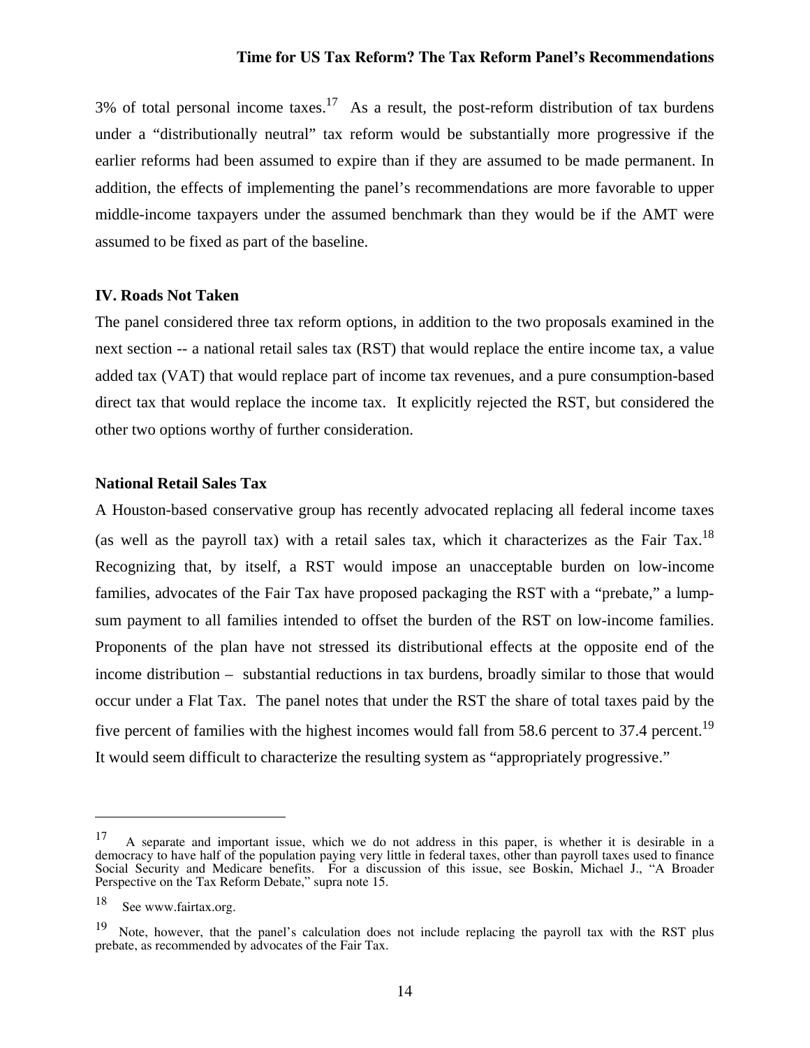3% of total personal income taxes.[17] As a result, the post-reform distribution of tax burdens under a "distributionally neutral" tax reform would be substantially more progressive if the earlier reforms had been assumed to expire than if they are assumed to be made permanent. In addition, the effects of implementing the panel's recommendations are more favorable to upper middle-income taxpayers under the assumed benchmark than they would be if the AMT were assumed to be fixed as part of the baseline.

### IV. Roads Not Taken

The panel considered three tax reform options, in addition to the two proposals examined in the next section -- a national retail sales tax (RST) that would replace the entire income tax, a value added tax (VAT) that would replace part of income tax revenues, and a pure consumption-based direct tax that would replace the income tax. It explicitly rejected the RST, but considered the other two options worthy of further consideration.

### National Retail Sales Tax

A Houston-based conservative group has recently advocated replacing all federal income taxes (as well as the payroll tax) with a retail sales tax, which it characterizes as the Fair Tax.[18] Recognizing that, by itself, a RST would impose an unacceptable burden on low-income families, advocates of the Fair Tax have proposed packaging the RST with a "prebate," a lump-sum payment to all families intended to offset the burden of the RST on low-income families. Proponents of the plan have not stressed its distributional effects at the opposite end of the income distribution – substantial reductions in tax burdens, broadly similar to those that would occur under a Flat Tax. The panel notes that under the RST the share of total taxes paid by the five percent of families with the highest incomes would fall from 58.6 percent to 37.4 percent.[19] It would seem difficult to characterize the resulting system as "appropriately progressive."

---

[17] A separate and important issue, which we do not address in this paper, is whether it is desirable in a democracy to have half of the population paying very little in federal taxes, other than payroll taxes used to finance Social Security and Medicare benefits. For a discussion of this issue, see Boskin, Michael J., "A Broader Perspective on the Tax Reform Debate," supra note 15.

[18] See www.fairtax.org.

[19] Note, however, that the panel's calculation does not include replacing the payroll tax with the RST plus prebate, as recommended by advocates of the Fair Tax.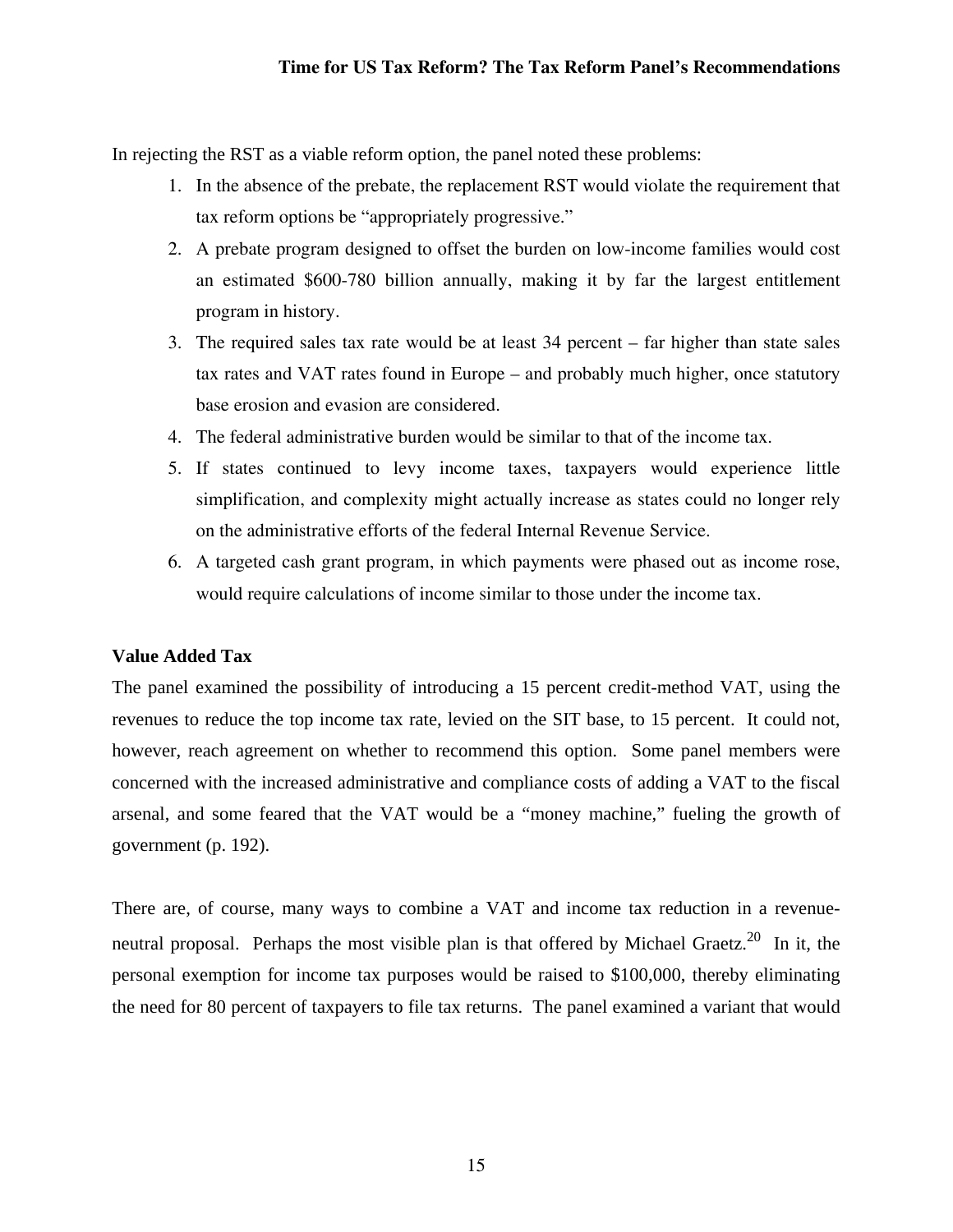In rejecting the RST as a viable reform option, the panel noted these problems:

1. In the absence of the prebate, the replacement RST would violate the requirement that tax reform options be "appropriately progressive."
2. A prebate program designed to offset the burden on low-income families would cost an estimated $600-780 billion annually, making it by far the largest entitlement program in history.
3. The required sales tax rate would be at least 34 percent – far higher than state sales tax rates and VAT rates found in Europe – and probably much higher, once statutory base erosion and evasion are considered.
4. The federal administrative burden would be similar to that of the income tax.
5. If states continued to levy income taxes, taxpayers would experience little simplification, and complexity might actually increase as states could no longer rely on the administrative efforts of the federal Internal Revenue Service.
6. A targeted cash grant program, in which payments were phased out as income rose, would require calculations of income similar to those under the income tax.

**Value Added Tax**

The panel examined the possibility of introducing a 15 percent credit-method VAT, using the revenues to reduce the top income tax rate, levied on the SIT base, to 15 percent. It could not, however, reach agreement on whether to recommend this option. Some panel members were concerned with the increased administrative and compliance costs of adding a VAT to the fiscal arsenal, and some feared that the VAT would be a "money machine," fueling the growth of government (p. 192).

There are, of course, many ways to combine a VAT and income tax reduction in a revenue-neutral proposal. Perhaps the most visible plan is that offered by Michael Graetz.[20] In it, the personal exemption for income tax purposes would be raised to $100,000, thereby eliminating the need for 80 percent of taxpayers to file tax returns. The panel examined a variant that would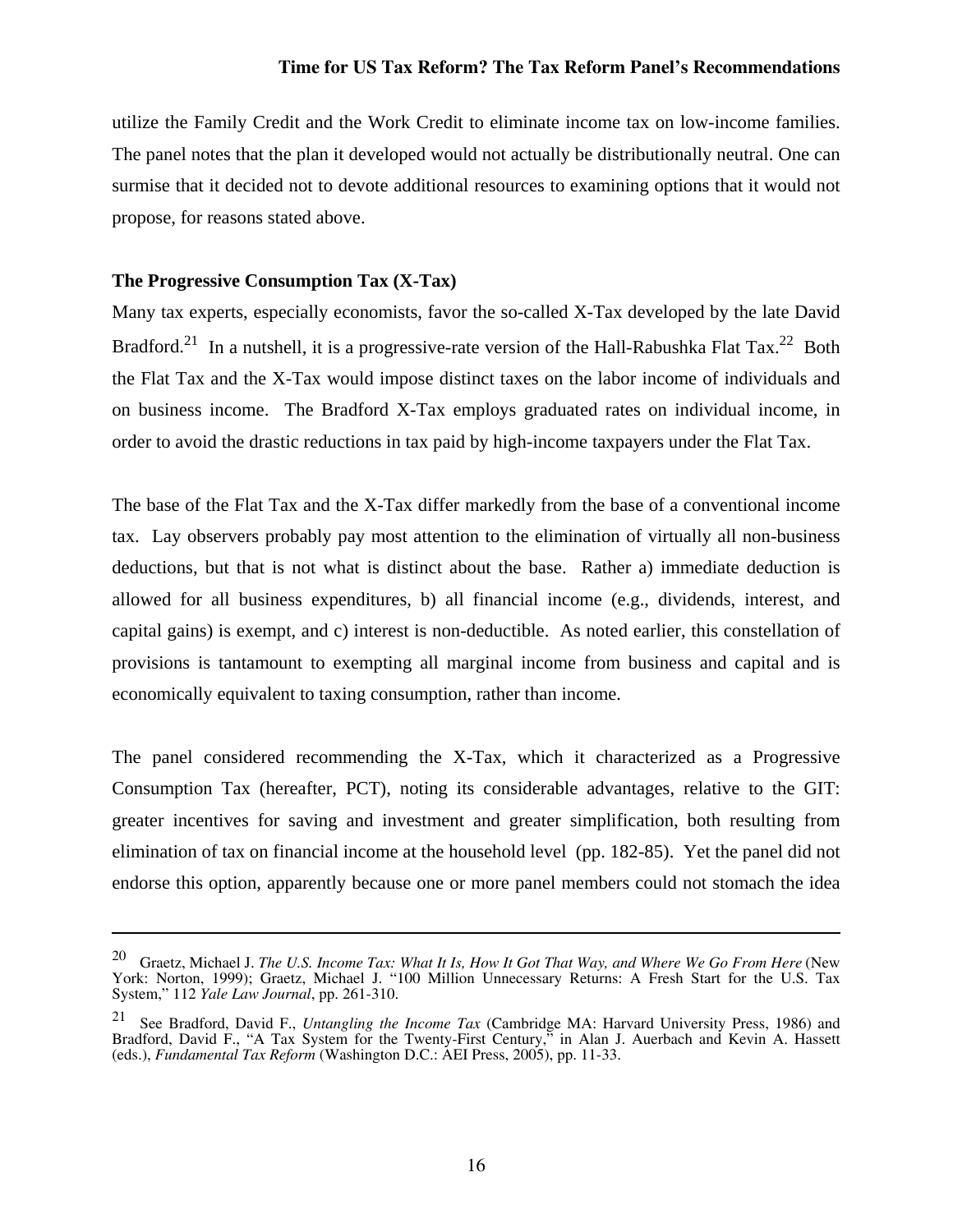utilize the Family Credit and the Work Credit to eliminate income tax on low-income families. The panel notes that the plan it developed would not actually be distributionally neutral. One can surmise that it decided not to devote additional resources to examining options that it would not propose, for reasons stated above.

**The Progressive Consumption Tax (X-Tax)**

Many tax experts, especially economists, favor the so-called X-Tax developed by the late David Bradford.[21] In a nutshell, it is a progressive-rate version of the Hall-Rabushka Flat Tax.[22] Both the Flat Tax and the X-Tax would impose distinct taxes on the labor income of individuals and on business income. The Bradford X-Tax employs graduated rates on individual income, in order to avoid the drastic reductions in tax paid by high-income taxpayers under the Flat Tax.

The base of the Flat Tax and the X-Tax differ markedly from the base of a conventional income tax. Lay observers probably pay most attention to the elimination of virtually all non-business deductions, but that is not what is distinct about the base. Rather a) immediate deduction is allowed for all business expenditures, b) all financial income (e.g., dividends, interest, and capital gains) is exempt, and c) interest is non-deductible. As noted earlier, this constellation of provisions is tantamount to exempting all marginal income from business and capital and is economically equivalent to taxing consumption, rather than income.

The panel considered recommending the X-Tax, which it characterized as a Progressive Consumption Tax (hereafter, PCT), noting its considerable advantages, relative to the GIT: greater incentives for saving and investment and greater simplification, both resulting from elimination of tax on financial income at the household level (pp. 182-85). Yet the panel did not endorse this option, apparently because one or more panel members could not stomach the idea

---

[20] Graetz, Michael J. *The U.S. Income Tax: What It Is, How It Got That Way, and Where We Go From Here* (New York: Norton, 1999); Graetz, Michael J. "100 Million Unnecessary Returns: A Fresh Start for the U.S. Tax System," 112 *Yale Law Journal*, pp. 261-310.

[21] See Bradford, David F., *Untangling the Income Tax* (Cambridge MA: Harvard University Press, 1986) and Bradford, David F., "A Tax System for the Twenty-First Century," in Alan J. Auerbach and Kevin A. Hassett (eds.), *Fundamental Tax Reform* (Washington D.C.: AEI Press, 2005), pp. 11-33.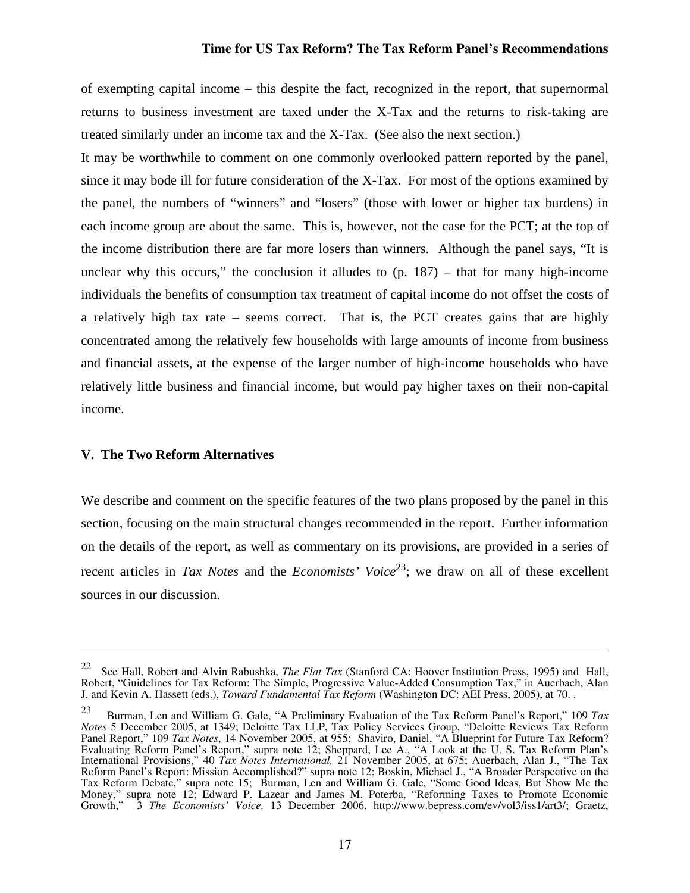of exempting capital income – this despite the fact, recognized in the report, that supernormal returns to business investment are taxed under the X-Tax and the returns to risk-taking are treated similarly under an income tax and the X-Tax. (See also the next section.)

It may be worthwhile to comment on one commonly overlooked pattern reported by the panel, since it may bode ill for future consideration of the X-Tax. For most of the options examined by the panel, the numbers of "winners" and "losers" (those with lower or higher tax burdens) in each income group are about the same. This is, however, not the case for the PCT; at the top of the income distribution there are far more losers than winners. Although the panel says, "It is unclear why this occurs," the conclusion it alludes to (p. 187) – that for many high-income individuals the benefits of consumption tax treatment of capital income do not offset the costs of a relatively high tax rate – seems correct. That is, the PCT creates gains that are highly concentrated among the relatively few households with large amounts of income from business and financial assets, at the expense of the larger number of high-income households who have relatively little business and financial income, but would pay higher taxes on their non-capital income.

## V. The Two Reform Alternatives

We describe and comment on the specific features of the two plans proposed by the panel in this section, focusing on the main structural changes recommended in the report. Further information on the details of the report, as well as commentary on its provisions, are provided in a series of recent articles in *Tax Notes* and the *Economists' Voice*[23]; we draw on all of these excellent sources in our discussion.

---

[22] See Hall, Robert and Alvin Rabushka, *The Flat Tax* (Stanford CA: Hoover Institution Press, 1995) and Hall, Robert, "Guidelines for Tax Reform: The Simple, Progressive Value-Added Consumption Tax," in Auerbach, Alan J. and Kevin A. Hassett (eds.), *Toward Fundamental Tax Reform* (Washington DC: AEI Press, 2005), at 70. .

[23] Burman, Len and William G. Gale, "A Preliminary Evaluation of the Tax Reform Panel's Report," 109 *Tax Notes* 5 December 2005, at 1349; Deloitte Tax LLP, Tax Policy Services Group, "Deloitte Reviews Tax Reform Panel Report," 109 *Tax Notes*, 14 November 2005, at 955; Shaviro, Daniel, "A Blueprint for Future Tax Reform? Evaluating Reform Panel's Report," supra note 12; Sheppard, Lee A., "A Look at the U. S. Tax Reform Plan's International Provisions," 40 *Tax Notes International,* 21 November 2005, at 675; Auerbach, Alan J., "The Tax Reform Panel's Report: Mission Accomplished?" supra note 12; Boskin, Michael J., "A Broader Perspective on the Tax Reform Debate," supra note 15; Burman, Len and William G. Gale, "Some Good Ideas, But Show Me the Money," supra note 12; Edward P. Lazear and James M. Poterba, "Reforming Taxes to Promote Economic Growth," 3 *The Economists' Voice,* 13 December 2006, http://www.bepress.com/ev/vol3/iss1/art3/; Graetz,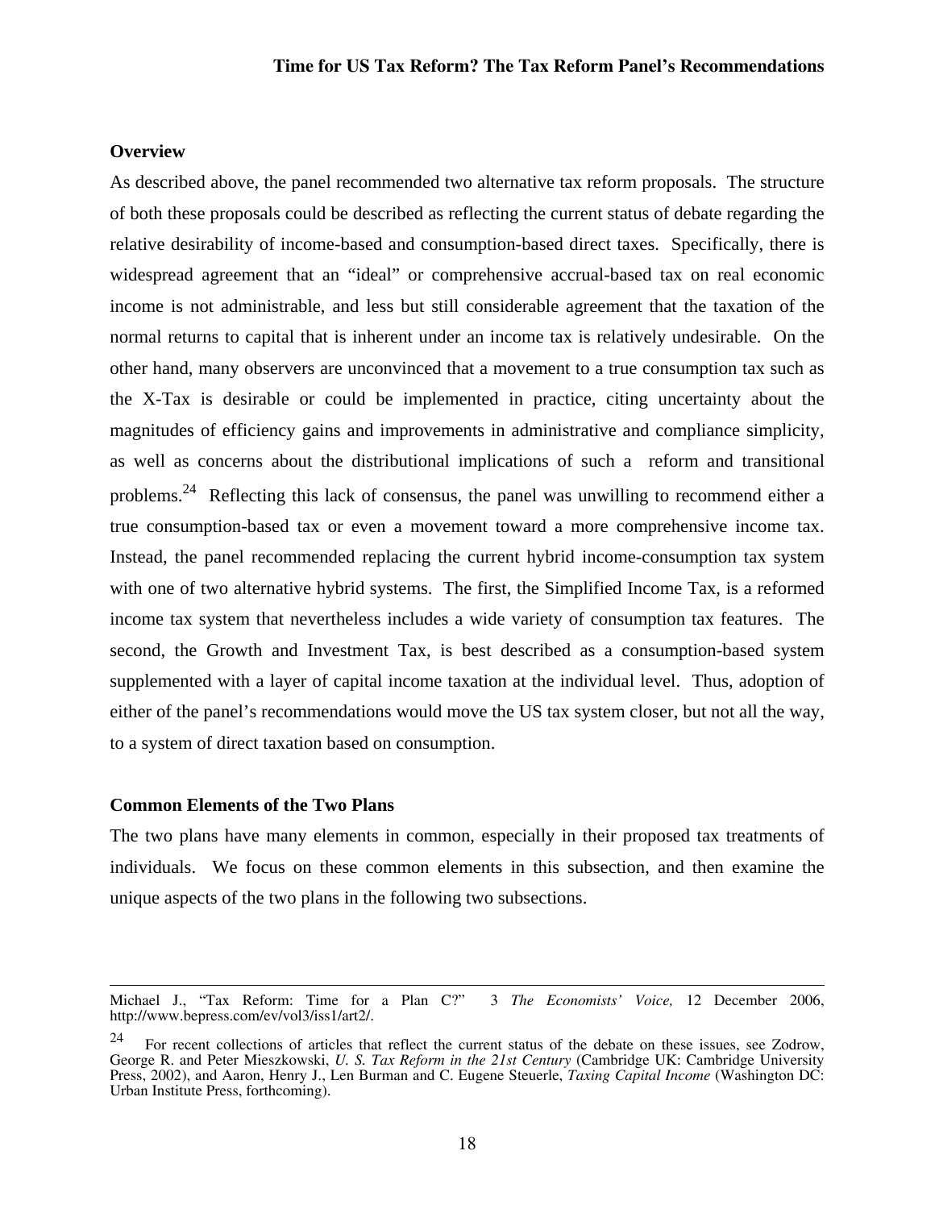### Overview

As described above, the panel recommended two alternative tax reform proposals. The structure of both these proposals could be described as reflecting the current status of debate regarding the relative desirability of income-based and consumption-based direct taxes. Specifically, there is widespread agreement that an "ideal" or comprehensive accrual-based tax on real economic income is not administrable, and less but still considerable agreement that the taxation of the normal returns to capital that is inherent under an income tax is relatively undesirable. On the other hand, many observers are unconvinced that a movement to a true consumption tax such as the X-Tax is desirable or could be implemented in practice, citing uncertainty about the magnitudes of efficiency gains and improvements in administrative and compliance simplicity, as well as concerns about the distributional implications of such a reform and transitional problems.[24] Reflecting this lack of consensus, the panel was unwilling to recommend either a true consumption-based tax or even a movement toward a more comprehensive income tax. Instead, the panel recommended replacing the current hybrid income-consumption tax system with one of two alternative hybrid systems. The first, the Simplified Income Tax, is a reformed income tax system that nevertheless includes a wide variety of consumption tax features. The second, the Growth and Investment Tax, is best described as a consumption-based system supplemented with a layer of capital income taxation at the individual level. Thus, adoption of either of the panel's recommendations would move the US tax system closer, but not all the way, to a system of direct taxation based on consumption.

### Common Elements of the Two Plans

The two plans have many elements in common, especially in their proposed tax treatments of individuals. We focus on these common elements in this subsection, and then examine the unique aspects of the two plans in the following two subsections.

---

Michael J., "Tax Reform: Time for a Plan C?" 3 *The Economists' Voice,* 12 December 2006, http://www.bepress.com/ev/vol3/iss1/art2/.

[24] For recent collections of articles that reflect the current status of the debate on these issues, see Zodrow, George R. and Peter Mieszkowski, *U. S. Tax Reform in the 21st Century* (Cambridge UK: Cambridge University Press, 2002), and Aaron, Henry J., Len Burman and C. Eugene Steuerle, *Taxing Capital Income* (Washington DC: Urban Institute Press, forthcoming).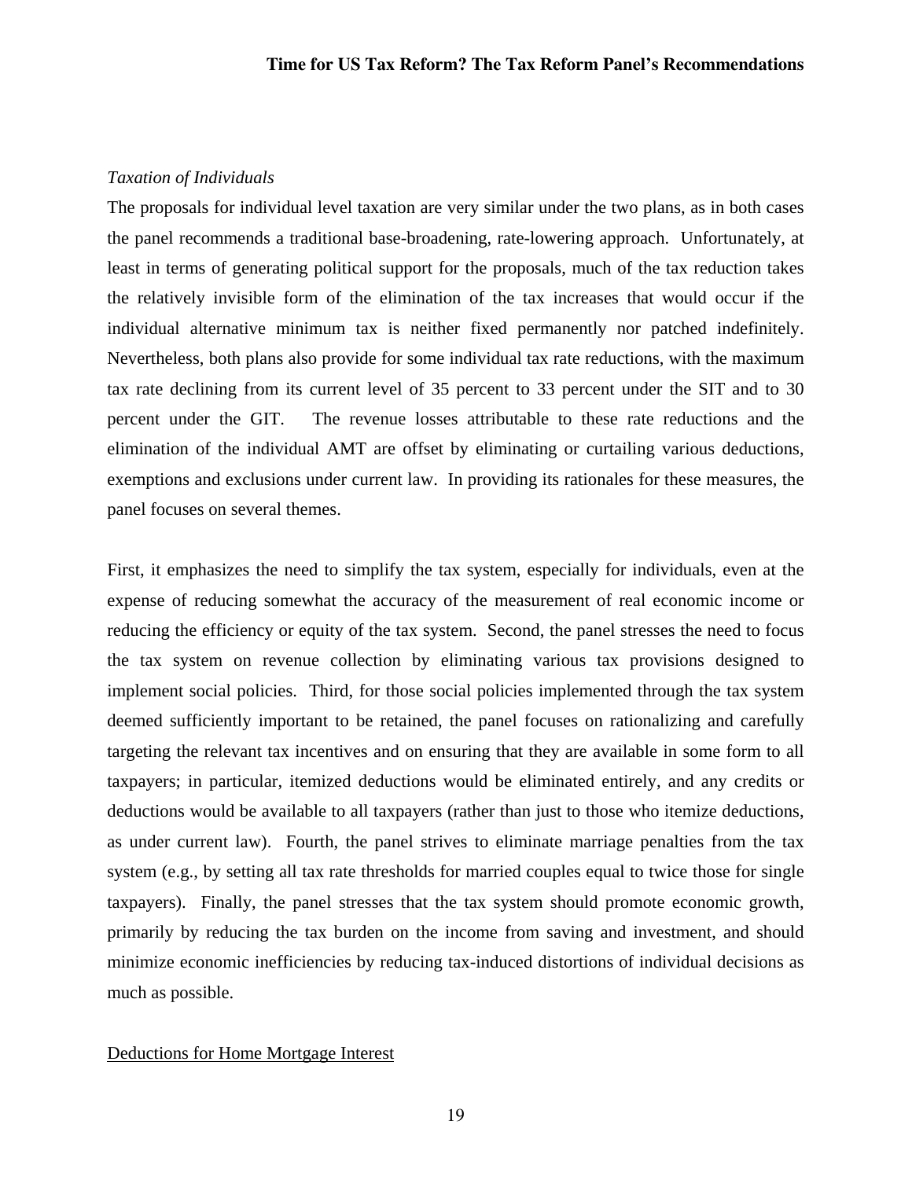*Taxation of Individuals*

The proposals for individual level taxation are very similar under the two plans, as in both cases the panel recommends a traditional base-broadening, rate-lowering approach. Unfortunately, at least in terms of generating political support for the proposals, much of the tax reduction takes the relatively invisible form of the elimination of the tax increases that would occur if the individual alternative minimum tax is neither fixed permanently nor patched indefinitely. Nevertheless, both plans also provide for some individual tax rate reductions, with the maximum tax rate declining from its current level of 35 percent to 33 percent under the SIT and to 30 percent under the GIT. The revenue losses attributable to these rate reductions and the elimination of the individual AMT are offset by eliminating or curtailing various deductions, exemptions and exclusions under current law. In providing its rationales for these measures, the panel focuses on several themes.

First, it emphasizes the need to simplify the tax system, especially for individuals, even at the expense of reducing somewhat the accuracy of the measurement of real economic income or reducing the efficiency or equity of the tax system. Second, the panel stresses the need to focus the tax system on revenue collection by eliminating various tax provisions designed to implement social policies. Third, for those social policies implemented through the tax system deemed sufficiently important to be retained, the panel focuses on rationalizing and carefully targeting the relevant tax incentives and on ensuring that they are available in some form to all taxpayers; in particular, itemized deductions would be eliminated entirely, and any credits or deductions would be available to all taxpayers (rather than just to those who itemize deductions, as under current law). Fourth, the panel strives to eliminate marriage penalties from the tax system (e.g., by setting all tax rate thresholds for married couples equal to twice those for single taxpayers). Finally, the panel stresses that the tax system should promote economic growth, primarily by reducing the tax burden on the income from saving and investment, and should minimize economic inefficiencies by reducing tax-induced distortions of individual decisions as much as possible.

Deductions for Home Mortgage Interest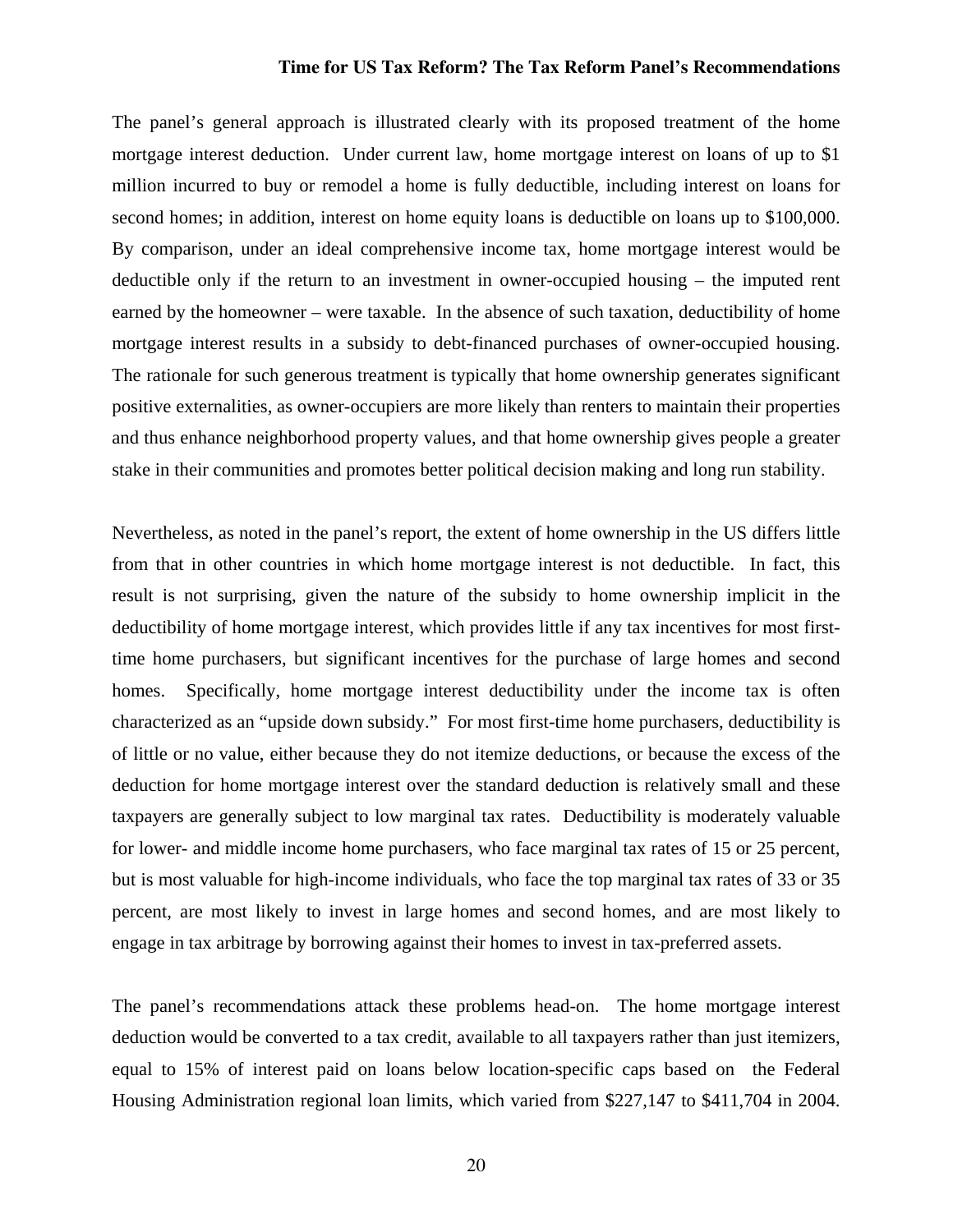The panel's general approach is illustrated clearly with its proposed treatment of the home mortgage interest deduction. Under current law, home mortgage interest on loans of up to $1 million incurred to buy or remodel a home is fully deductible, including interest on loans for second homes; in addition, interest on home equity loans is deductible on loans up to $100,000. By comparison, under an ideal comprehensive income tax, home mortgage interest would be deductible only if the return to an investment in owner-occupied housing – the imputed rent earned by the homeowner – were taxable. In the absence of such taxation, deductibility of home mortgage interest results in a subsidy to debt-financed purchases of owner-occupied housing. The rationale for such generous treatment is typically that home ownership generates significant positive externalities, as owner-occupiers are more likely than renters to maintain their properties and thus enhance neighborhood property values, and that home ownership gives people a greater stake in their communities and promotes better political decision making and long run stability.

Nevertheless, as noted in the panel's report, the extent of home ownership in the US differs little from that in other countries in which home mortgage interest is not deductible. In fact, this result is not surprising, given the nature of the subsidy to home ownership implicit in the deductibility of home mortgage interest, which provides little if any tax incentives for most first-time home purchasers, but significant incentives for the purchase of large homes and second homes. Specifically, home mortgage interest deductibility under the income tax is often characterized as an "upside down subsidy." For most first-time home purchasers, deductibility is of little or no value, either because they do not itemize deductions, or because the excess of the deduction for home mortgage interest over the standard deduction is relatively small and these taxpayers are generally subject to low marginal tax rates. Deductibility is moderately valuable for lower- and middle income home purchasers, who face marginal tax rates of 15 or 25 percent, but is most valuable for high-income individuals, who face the top marginal tax rates of 33 or 35 percent, are most likely to invest in large homes and second homes, and are most likely to engage in tax arbitrage by borrowing against their homes to invest in tax-preferred assets.

The panel's recommendations attack these problems head-on. The home mortgage interest deduction would be converted to a tax credit, available to all taxpayers rather than just itemizers, equal to 15% of interest paid on loans below location-specific caps based on the Federal Housing Administration regional loan limits, which varied from $227,147 to $411,704 in 2004.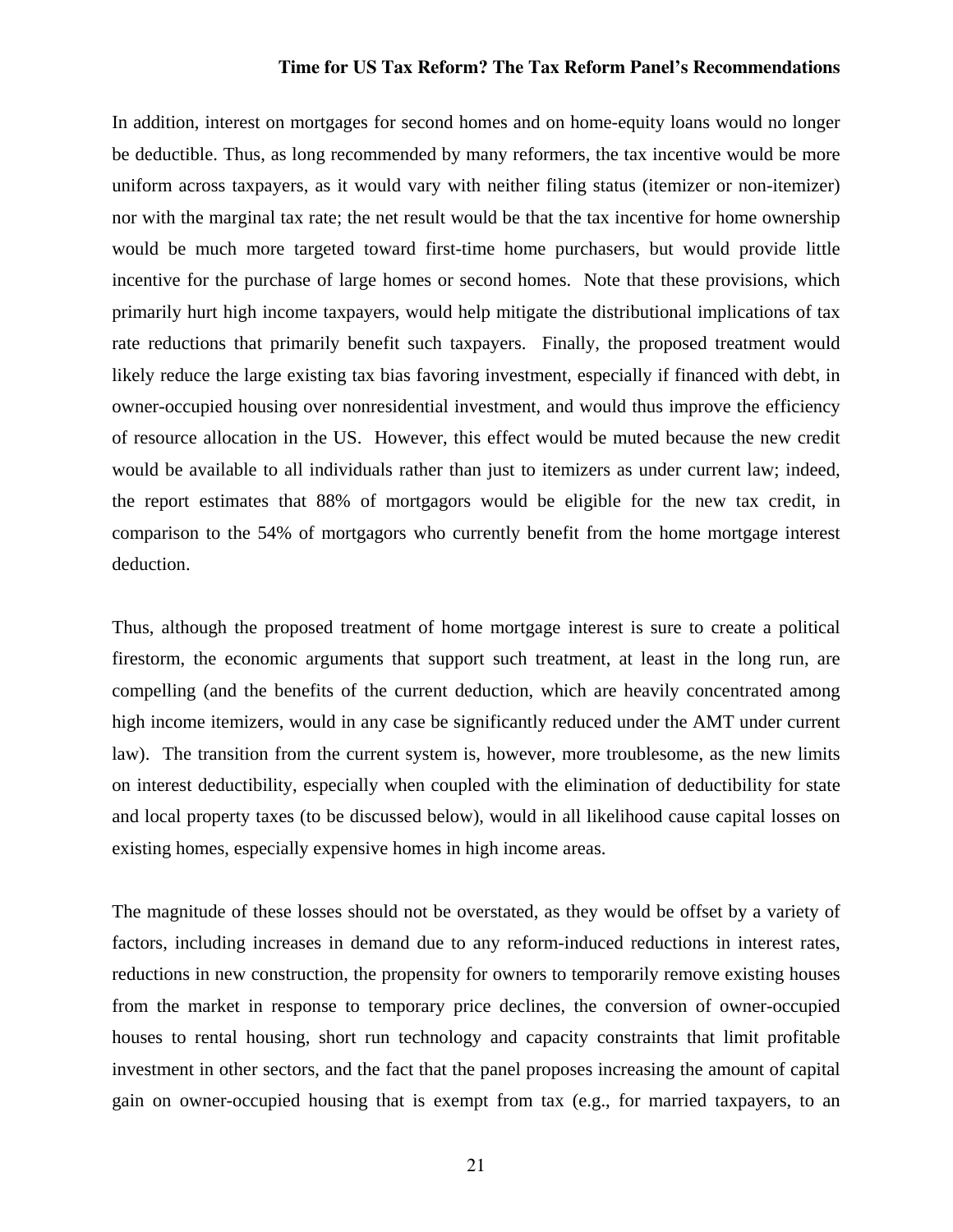In addition, interest on mortgages for second homes and on home-equity loans would no longer be deductible. Thus, as long recommended by many reformers, the tax incentive would be more uniform across taxpayers, as it would vary with neither filing status (itemizer or non-itemizer) nor with the marginal tax rate; the net result would be that the tax incentive for home ownership would be much more targeted toward first-time home purchasers, but would provide little incentive for the purchase of large homes or second homes. Note that these provisions, which primarily hurt high income taxpayers, would help mitigate the distributional implications of tax rate reductions that primarily benefit such taxpayers. Finally, the proposed treatment would likely reduce the large existing tax bias favoring investment, especially if financed with debt, in owner-occupied housing over nonresidential investment, and would thus improve the efficiency of resource allocation in the US. However, this effect would be muted because the new credit would be available to all individuals rather than just to itemizers as under current law; indeed, the report estimates that 88% of mortgagors would be eligible for the new tax credit, in comparison to the 54% of mortgagors who currently benefit from the home mortgage interest deduction.

Thus, although the proposed treatment of home mortgage interest is sure to create a political firestorm, the economic arguments that support such treatment, at least in the long run, are compelling (and the benefits of the current deduction, which are heavily concentrated among high income itemizers, would in any case be significantly reduced under the AMT under current law). The transition from the current system is, however, more troublesome, as the new limits on interest deductibility, especially when coupled with the elimination of deductibility for state and local property taxes (to be discussed below), would in all likelihood cause capital losses on existing homes, especially expensive homes in high income areas.

The magnitude of these losses should not be overstated, as they would be offset by a variety of factors, including increases in demand due to any reform-induced reductions in interest rates, reductions in new construction, the propensity for owners to temporarily remove existing houses from the market in response to temporary price declines, the conversion of owner-occupied houses to rental housing, short run technology and capacity constraints that limit profitable investment in other sectors, and the fact that the panel proposes increasing the amount of capital gain on owner-occupied housing that is exempt from tax (e.g., for married taxpayers, to an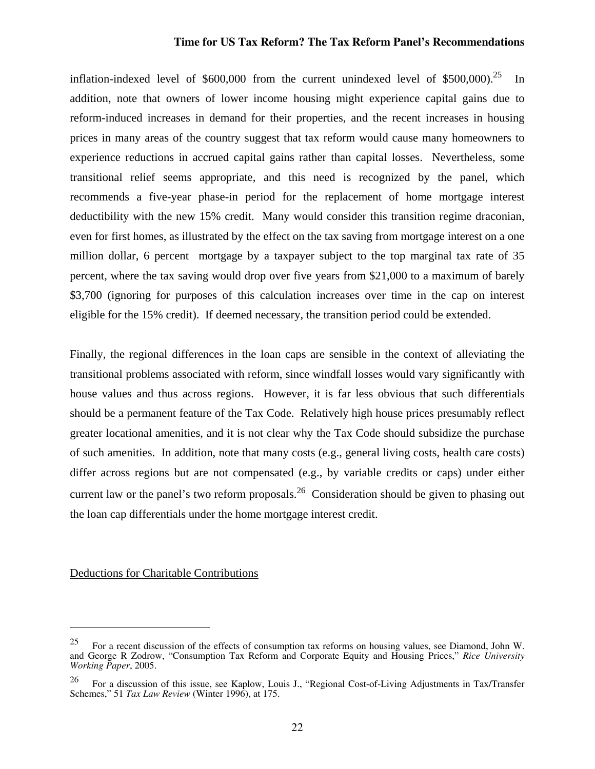inflation-indexed level of $600,000 from the current unindexed level of $500,000).[25] In addition, note that owners of lower income housing might experience capital gains due to reform-induced increases in demand for their properties, and the recent increases in housing prices in many areas of the country suggest that tax reform would cause many homeowners to experience reductions in accrued capital gains rather than capital losses. Nevertheless, some transitional relief seems appropriate, and this need is recognized by the panel, which recommends a five-year phase-in period for the replacement of home mortgage interest deductibility with the new 15% credit. Many would consider this transition regime draconian, even for first homes, as illustrated by the effect on the tax saving from mortgage interest on a one million dollar, 6 percent mortgage by a taxpayer subject to the top marginal tax rate of 35 percent, where the tax saving would drop over five years from $21,000 to a maximum of barely $3,700 (ignoring for purposes of this calculation increases over time in the cap on interest eligible for the 15% credit). If deemed necessary, the transition period could be extended.

Finally, the regional differences in the loan caps are sensible in the context of alleviating the transitional problems associated with reform, since windfall losses would vary significantly with house values and thus across regions. However, it is far less obvious that such differentials should be a permanent feature of the Tax Code. Relatively high house prices presumably reflect greater locational amenities, and it is not clear why the Tax Code should subsidize the purchase of such amenities. In addition, note that many costs (e.g., general living costs, health care costs) differ across regions but are not compensated (e.g., by variable credits or caps) under either current law or the panel's two reform proposals.[26] Consideration should be given to phasing out the loan cap differentials under the home mortgage interest credit.

Deductions for Charitable Contributions

---

[25] For a recent discussion of the effects of consumption tax reforms on housing values, see Diamond, John W. and George R Zodrow, "Consumption Tax Reform and Corporate Equity and Housing Prices," *Rice University Working Paper*, 2005.

[26] For a discussion of this issue, see Kaplow, Louis J., "Regional Cost-of-Living Adjustments in Tax/Transfer Schemes," 51 *Tax Law Review* (Winter 1996), at 175.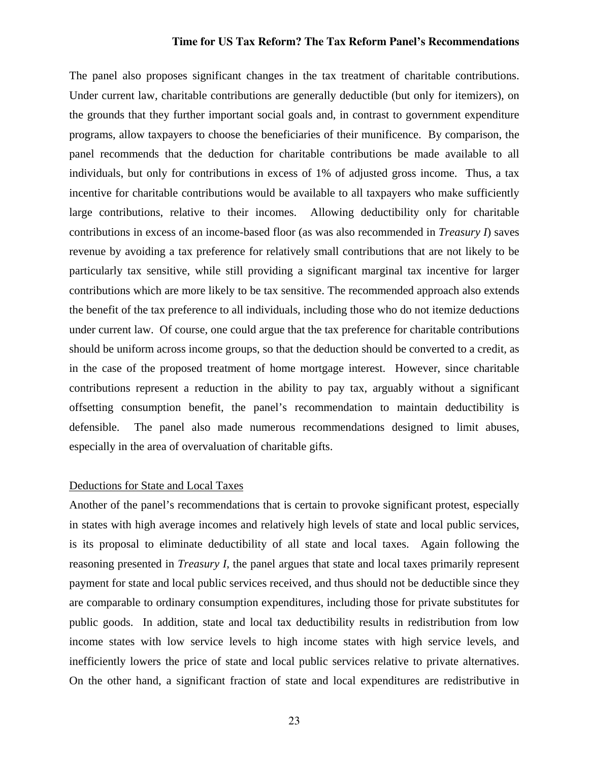The panel also proposes significant changes in the tax treatment of charitable contributions. Under current law, charitable contributions are generally deductible (but only for itemizers), on the grounds that they further important social goals and, in contrast to government expenditure programs, allow taxpayers to choose the beneficiaries of their munificence. By comparison, the panel recommends that the deduction for charitable contributions be made available to all individuals, but only for contributions in excess of 1% of adjusted gross income. Thus, a tax incentive for charitable contributions would be available to all taxpayers who make sufficiently large contributions, relative to their incomes. Allowing deductibility only for charitable contributions in excess of an income-based floor (as was also recommended in *Treasury I*) saves revenue by avoiding a tax preference for relatively small contributions that are not likely to be particularly tax sensitive, while still providing a significant marginal tax incentive for larger contributions which are more likely to be tax sensitive. The recommended approach also extends the benefit of the tax preference to all individuals, including those who do not itemize deductions under current law. Of course, one could argue that the tax preference for charitable contributions should be uniform across income groups, so that the deduction should be converted to a credit, as in the case of the proposed treatment of home mortgage interest. However, since charitable contributions represent a reduction in the ability to pay tax, arguably without a significant offsetting consumption benefit, the panel's recommendation to maintain deductibility is defensible. The panel also made numerous recommendations designed to limit abuses, especially in the area of overvaluation of charitable gifts.

<u>Deductions for State and Local Taxes</u>

Another of the panel's recommendations that is certain to provoke significant protest, especially in states with high average incomes and relatively high levels of state and local public services, is its proposal to eliminate deductibility of all state and local taxes. Again following the reasoning presented in *Treasury I*, the panel argues that state and local taxes primarily represent payment for state and local public services received, and thus should not be deductible since they are comparable to ordinary consumption expenditures, including those for private substitutes for public goods. In addition, state and local tax deductibility results in redistribution from low income states with low service levels to high income states with high service levels, and inefficiently lowers the price of state and local public services relative to private alternatives. On the other hand, a significant fraction of state and local expenditures are redistributive in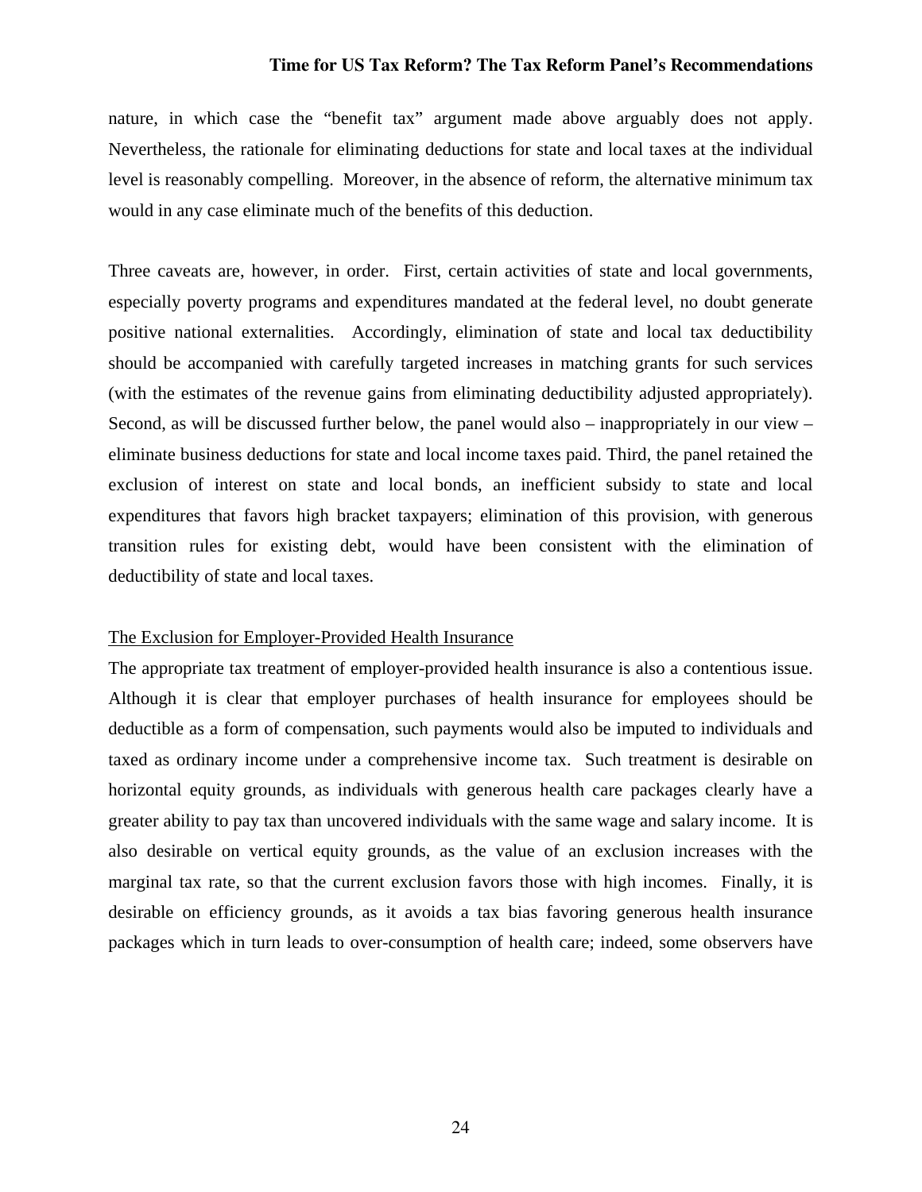nature, in which case the "benefit tax" argument made above arguably does not apply. Nevertheless, the rationale for eliminating deductions for state and local taxes at the individual level is reasonably compelling. Moreover, in the absence of reform, the alternative minimum tax would in any case eliminate much of the benefits of this deduction.

Three caveats are, however, in order. First, certain activities of state and local governments, especially poverty programs and expenditures mandated at the federal level, no doubt generate positive national externalities. Accordingly, elimination of state and local tax deductibility should be accompanied with carefully targeted increases in matching grants for such services (with the estimates of the revenue gains from eliminating deductibility adjusted appropriately). Second, as will be discussed further below, the panel would also – inappropriately in our view – eliminate business deductions for state and local income taxes paid. Third, the panel retained the exclusion of interest on state and local bonds, an inefficient subsidy to state and local expenditures that favors high bracket taxpayers; elimination of this provision, with generous transition rules for existing debt, would have been consistent with the elimination of deductibility of state and local taxes.

<u>The Exclusion for Employer-Provided Health Insurance</u>

The appropriate tax treatment of employer-provided health insurance is also a contentious issue. Although it is clear that employer purchases of health insurance for employees should be deductible as a form of compensation, such payments would also be imputed to individuals and taxed as ordinary income under a comprehensive income tax. Such treatment is desirable on horizontal equity grounds, as individuals with generous health care packages clearly have a greater ability to pay tax than uncovered individuals with the same wage and salary income. It is also desirable on vertical equity grounds, as the value of an exclusion increases with the marginal tax rate, so that the current exclusion favors those with high incomes. Finally, it is desirable on efficiency grounds, as it avoids a tax bias favoring generous health insurance packages which in turn leads to over-consumption of health care; indeed, some observers have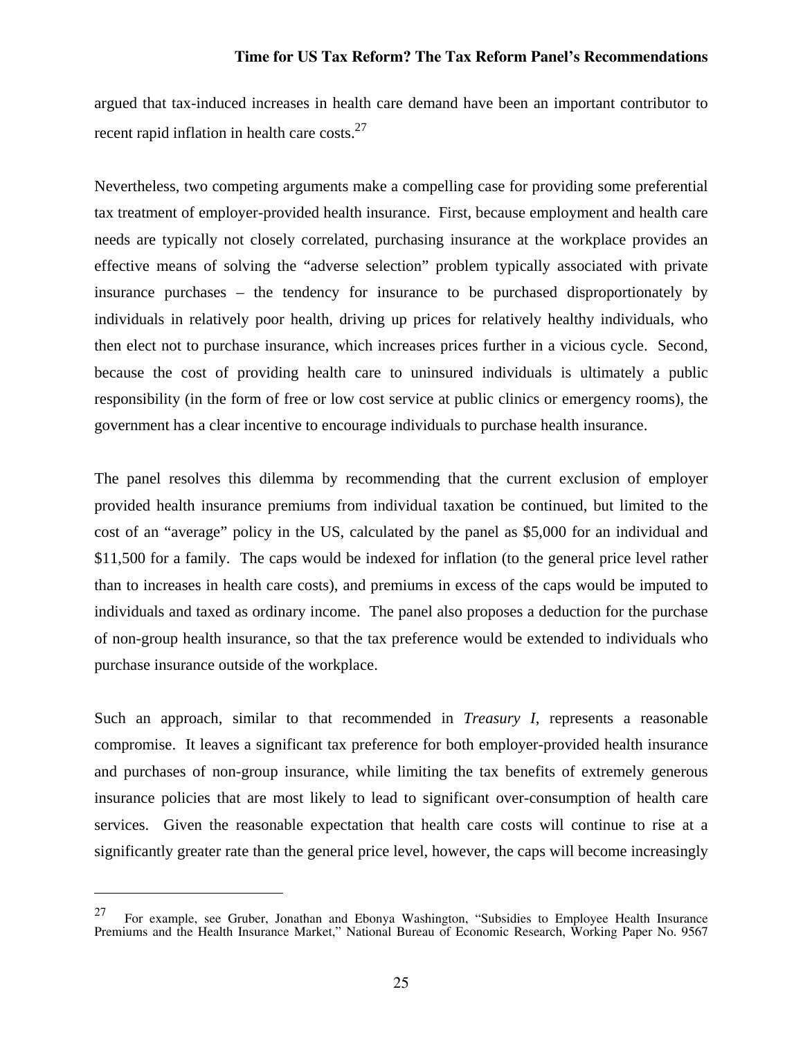argued that tax-induced increases in health care demand have been an important contributor to recent rapid inflation in health care costs.[27]

Nevertheless, two competing arguments make a compelling case for providing some preferential tax treatment of employer-provided health insurance. First, because employment and health care needs are typically not closely correlated, purchasing insurance at the workplace provides an effective means of solving the "adverse selection" problem typically associated with private insurance purchases – the tendency for insurance to be purchased disproportionately by individuals in relatively poor health, driving up prices for relatively healthy individuals, who then elect not to purchase insurance, which increases prices further in a vicious cycle. Second, because the cost of providing health care to uninsured individuals is ultimately a public responsibility (in the form of free or low cost service at public clinics or emergency rooms), the government has a clear incentive to encourage individuals to purchase health insurance.

The panel resolves this dilemma by recommending that the current exclusion of employer provided health insurance premiums from individual taxation be continued, but limited to the cost of an "average" policy in the US, calculated by the panel as $5,000 for an individual and $11,500 for a family. The caps would be indexed for inflation (to the general price level rather than to increases in health care costs), and premiums in excess of the caps would be imputed to individuals and taxed as ordinary income. The panel also proposes a deduction for the purchase of non-group health insurance, so that the tax preference would be extended to individuals who purchase insurance outside of the workplace.

Such an approach, similar to that recommended in *Treasury I*, represents a reasonable compromise. It leaves a significant tax preference for both employer-provided health insurance and purchases of non-group insurance, while limiting the tax benefits of extremely generous insurance policies that are most likely to lead to significant over-consumption of health care services. Given the reasonable expectation that health care costs will continue to rise at a significantly greater rate than the general price level, however, the caps will become increasingly

---

[27] For example, see Gruber, Jonathan and Ebonya Washington, "Subsidies to Employee Health Insurance Premiums and the Health Insurance Market," National Bureau of Economic Research, Working Paper No. 9567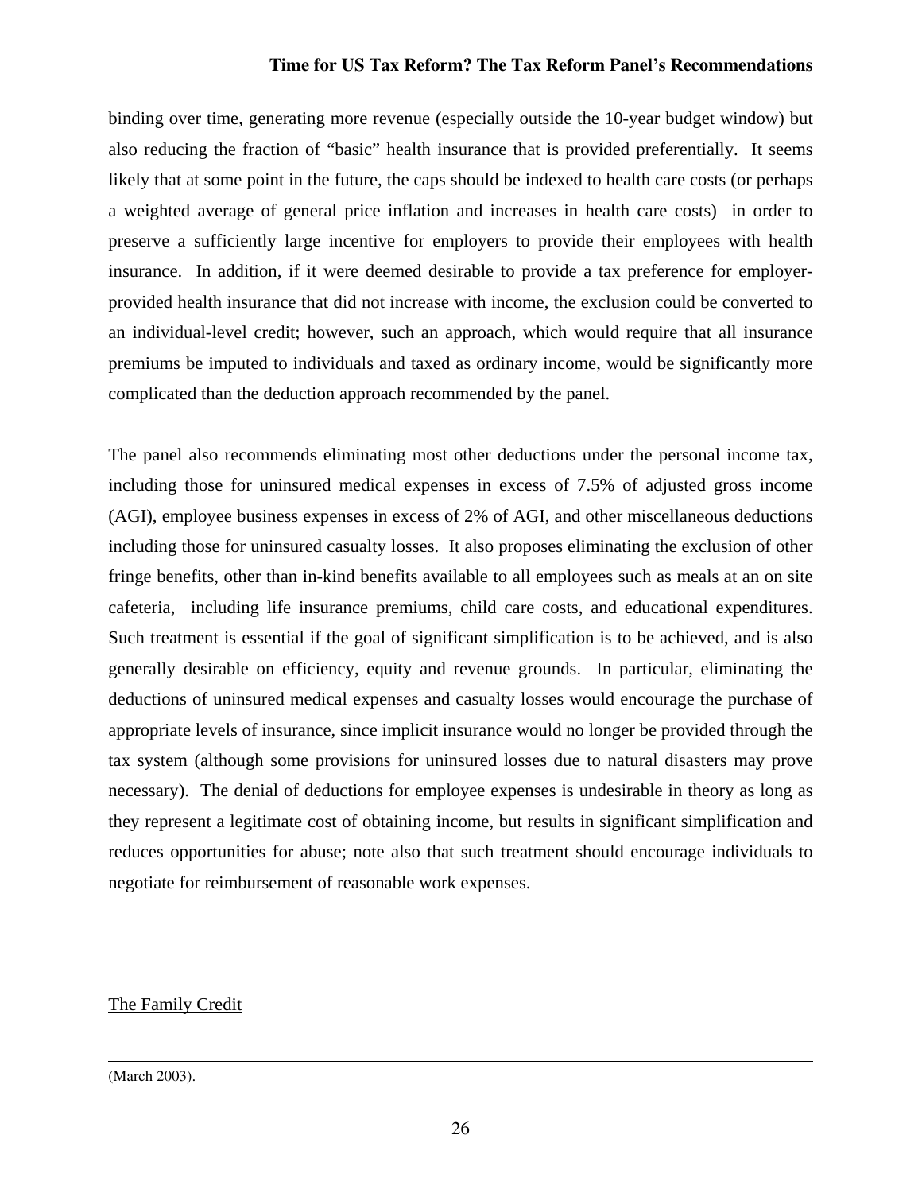binding over time, generating more revenue (especially outside the 10-year budget window) but also reducing the fraction of "basic" health insurance that is provided preferentially. It seems likely that at some point in the future, the caps should be indexed to health care costs (or perhaps a weighted average of general price inflation and increases in health care costs) in order to preserve a sufficiently large incentive for employers to provide their employees with health insurance. In addition, if it were deemed desirable to provide a tax preference for employer-provided health insurance that did not increase with income, the exclusion could be converted to an individual-level credit; however, such an approach, which would require that all insurance premiums be imputed to individuals and taxed as ordinary income, would be significantly more complicated than the deduction approach recommended by the panel.

The panel also recommends eliminating most other deductions under the personal income tax, including those for uninsured medical expenses in excess of 7.5% of adjusted gross income (AGI), employee business expenses in excess of 2% of AGI, and other miscellaneous deductions including those for uninsured casualty losses. It also proposes eliminating the exclusion of other fringe benefits, other than in-kind benefits available to all employees such as meals at an on site cafeteria, including life insurance premiums, child care costs, and educational expenditures. Such treatment is essential if the goal of significant simplification is to be achieved, and is also generally desirable on efficiency, equity and revenue grounds. In particular, eliminating the deductions of uninsured medical expenses and casualty losses would encourage the purchase of appropriate levels of insurance, since implicit insurance would no longer be provided through the tax system (although some provisions for uninsured losses due to natural disasters may prove necessary). The denial of deductions for employee expenses is undesirable in theory as long as they represent a legitimate cost of obtaining income, but results in significant simplification and reduces opportunities for abuse; note also that such treatment should encourage individuals to negotiate for reimbursement of reasonable work expenses.

The Family Credit

(March 2003).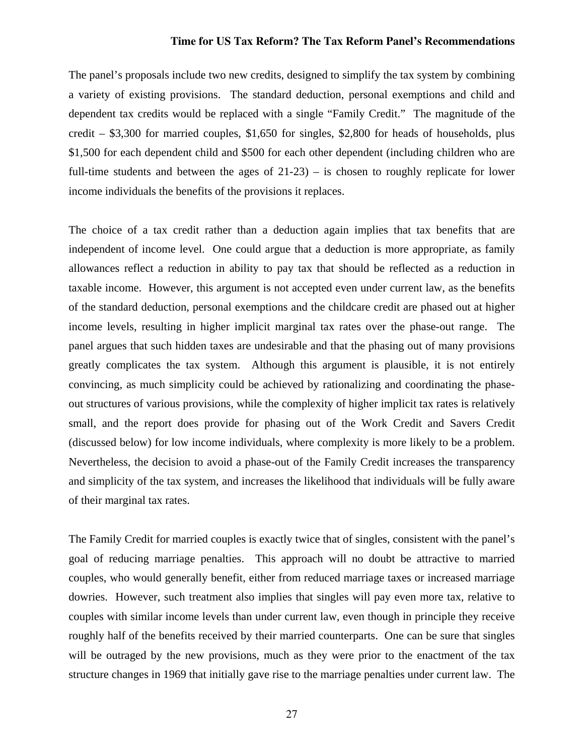The panel's proposals include two new credits, designed to simplify the tax system by combining a variety of existing provisions. The standard deduction, personal exemptions and child and dependent tax credits would be replaced with a single "Family Credit." The magnitude of the credit – $3,300 for married couples, $1,650 for singles, $2,800 for heads of households, plus $1,500 for each dependent child and $500 for each other dependent (including children who are full-time students and between the ages of 21-23) – is chosen to roughly replicate for lower income individuals the benefits of the provisions it replaces.

The choice of a tax credit rather than a deduction again implies that tax benefits that are independent of income level. One could argue that a deduction is more appropriate, as family allowances reflect a reduction in ability to pay tax that should be reflected as a reduction in taxable income. However, this argument is not accepted even under current law, as the benefits of the standard deduction, personal exemptions and the childcare credit are phased out at higher income levels, resulting in higher implicit marginal tax rates over the phase-out range. The panel argues that such hidden taxes are undesirable and that the phasing out of many provisions greatly complicates the tax system. Although this argument is plausible, it is not entirely convincing, as much simplicity could be achieved by rationalizing and coordinating the phase-out structures of various provisions, while the complexity of higher implicit tax rates is relatively small, and the report does provide for phasing out of the Work Credit and Savers Credit (discussed below) for low income individuals, where complexity is more likely to be a problem. Nevertheless, the decision to avoid a phase-out of the Family Credit increases the transparency and simplicity of the tax system, and increases the likelihood that individuals will be fully aware of their marginal tax rates.

The Family Credit for married couples is exactly twice that of singles, consistent with the panel's goal of reducing marriage penalties. This approach will no doubt be attractive to married couples, who would generally benefit, either from reduced marriage taxes or increased marriage dowries. However, such treatment also implies that singles will pay even more tax, relative to couples with similar income levels than under current law, even though in principle they receive roughly half of the benefits received by their married counterparts. One can be sure that singles will be outraged by the new provisions, much as they were prior to the enactment of the tax structure changes in 1969 that initially gave rise to the marriage penalties under current law. The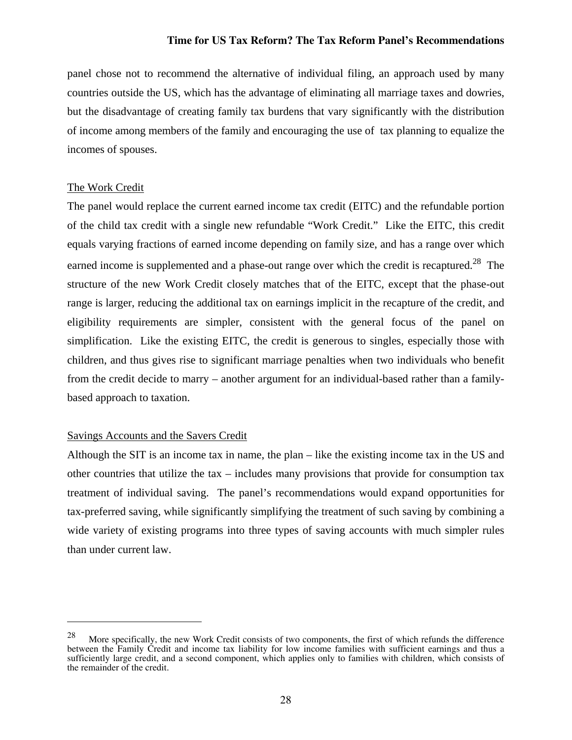panel chose not to recommend the alternative of individual filing, an approach used by many countries outside the US, which has the advantage of eliminating all marriage taxes and dowries, but the disadvantage of creating family tax burdens that vary significantly with the distribution of income among members of the family and encouraging the use of tax planning to equalize the incomes of spouses.

### The Work Credit

The panel would replace the current earned income tax credit (EITC) and the refundable portion of the child tax credit with a single new refundable "Work Credit." Like the EITC, this credit equals varying fractions of earned income depending on family size, and has a range over which earned income is supplemented and a phase-out range over which the credit is recaptured.[28] The structure of the new Work Credit closely matches that of the EITC, except that the phase-out range is larger, reducing the additional tax on earnings implicit in the recapture of the credit, and eligibility requirements are simpler, consistent with the general focus of the panel on simplification. Like the existing EITC, the credit is generous to singles, especially those with children, and thus gives rise to significant marriage penalties when two individuals who benefit from the credit decide to marry – another argument for an individual-based rather than a family-based approach to taxation.

### Savings Accounts and the Savers Credit

Although the SIT is an income tax in name, the plan – like the existing income tax in the US and other countries that utilize the tax – includes many provisions that provide for consumption tax treatment of individual saving. The panel's recommendations would expand opportunities for tax-preferred saving, while significantly simplifying the treatment of such saving by combining a wide variety of existing programs into three types of saving accounts with much simpler rules than under current law.

---

[28] More specifically, the new Work Credit consists of two components, the first of which refunds the difference between the Family Credit and income tax liability for low income families with sufficient earnings and thus a sufficiently large credit, and a second component, which applies only to families with children, which consists of the remainder of the credit.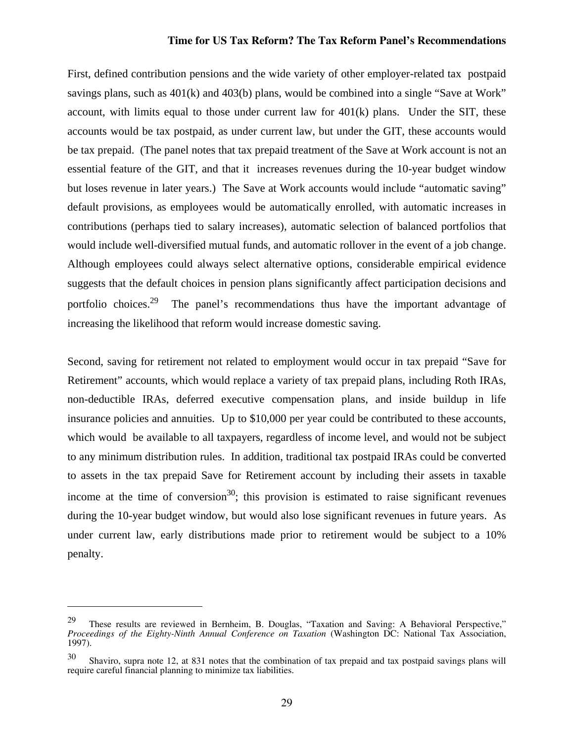First, defined contribution pensions and the wide variety of other employer-related tax postpaid savings plans, such as 401(k) and 403(b) plans, would be combined into a single "Save at Work" account, with limits equal to those under current law for 401(k) plans. Under the SIT, these accounts would be tax postpaid, as under current law, but under the GIT, these accounts would be tax prepaid. (The panel notes that tax prepaid treatment of the Save at Work account is not an essential feature of the GIT, and that it increases revenues during the 10-year budget window but loses revenue in later years.) The Save at Work accounts would include "automatic saving" default provisions, as employees would be automatically enrolled, with automatic increases in contributions (perhaps tied to salary increases), automatic selection of balanced portfolios that would include well-diversified mutual funds, and automatic rollover in the event of a job change. Although employees could always select alternative options, considerable empirical evidence suggests that the default choices in pension plans significantly affect participation decisions and portfolio choices.[29] The panel's recommendations thus have the important advantage of increasing the likelihood that reform would increase domestic saving.

Second, saving for retirement not related to employment would occur in tax prepaid "Save for Retirement" accounts, which would replace a variety of tax prepaid plans, including Roth IRAs, non-deductible IRAs, deferred executive compensation plans, and inside buildup in life insurance policies and annuities. Up to $10,000 per year could be contributed to these accounts, which would be available to all taxpayers, regardless of income level, and would not be subject to any minimum distribution rules. In addition, traditional tax postpaid IRAs could be converted to assets in the tax prepaid Save for Retirement account by including their assets in taxable income at the time of conversion[30]; this provision is estimated to raise significant revenues during the 10-year budget window, but would also lose significant revenues in future years. As under current law, early distributions made prior to retirement would be subject to a 10% penalty.

---

[29] These results are reviewed in Bernheim, B. Douglas, "Taxation and Saving: A Behavioral Perspective," *Proceedings of the Eighty-Ninth Annual Conference on Taxation* (Washington DC: National Tax Association, 1997).

[30] Shaviro, supra note 12, at 831 notes that the combination of tax prepaid and tax postpaid savings plans will require careful financial planning to minimize tax liabilities.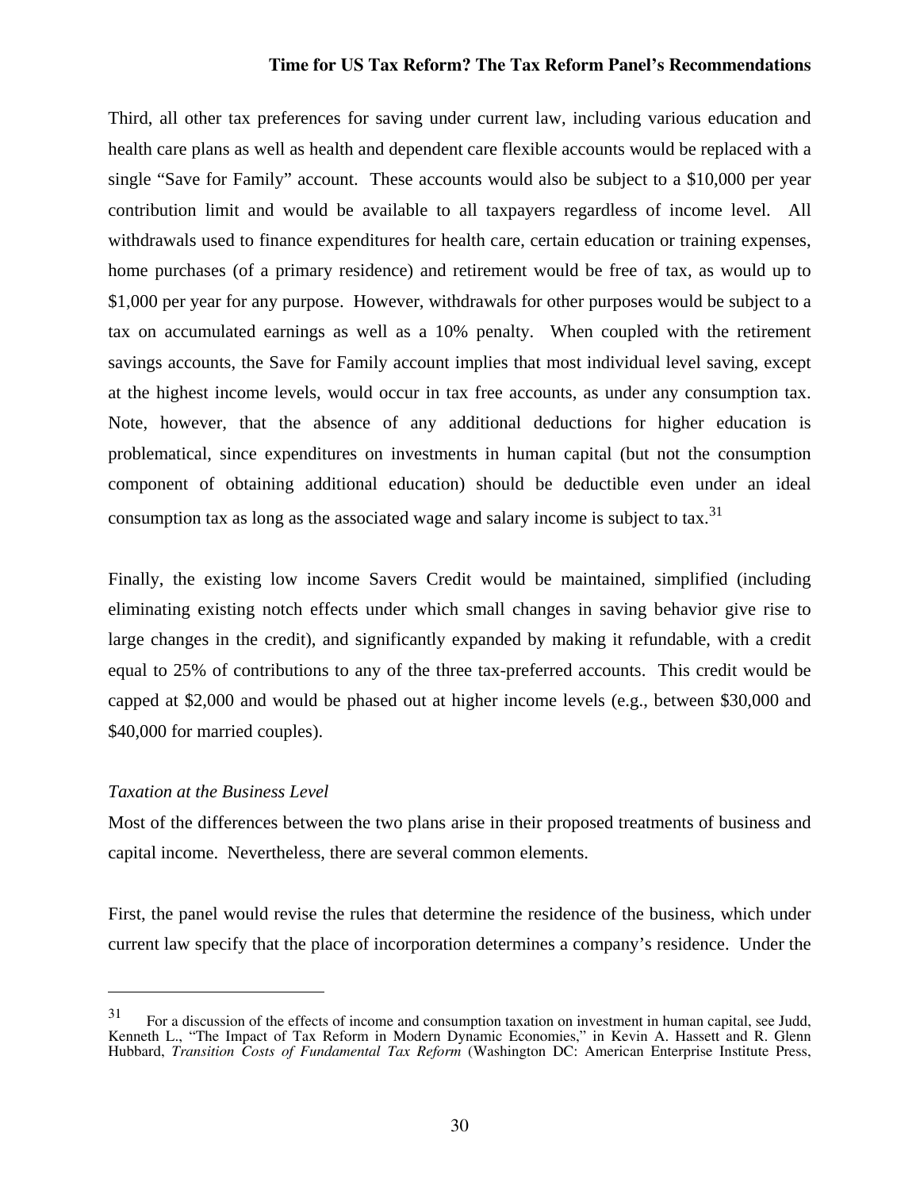Third, all other tax preferences for saving under current law, including various education and health care plans as well as health and dependent care flexible accounts would be replaced with a single "Save for Family" account. These accounts would also be subject to a $10,000 per year contribution limit and would be available to all taxpayers regardless of income level. All withdrawals used to finance expenditures for health care, certain education or training expenses, home purchases (of a primary residence) and retirement would be free of tax, as would up to $1,000 per year for any purpose. However, withdrawals for other purposes would be subject to a tax on accumulated earnings as well as a 10% penalty. When coupled with the retirement savings accounts, the Save for Family account implies that most individual level saving, except at the highest income levels, would occur in tax free accounts, as under any consumption tax. Note, however, that the absence of any additional deductions for higher education is problematical, since expenditures on investments in human capital (but not the consumption component of obtaining additional education) should be deductible even under an ideal consumption tax as long as the associated wage and salary income is subject to tax.[31]

Finally, the existing low income Savers Credit would be maintained, simplified (including eliminating existing notch effects under which small changes in saving behavior give rise to large changes in the credit), and significantly expanded by making it refundable, with a credit equal to 25% of contributions to any of the three tax-preferred accounts. This credit would be capped at $2,000 and would be phased out at higher income levels (e.g., between $30,000 and $40,000 for married couples).

*Taxation at the Business Level*

Most of the differences between the two plans arise in their proposed treatments of business and capital income. Nevertheless, there are several common elements.

First, the panel would revise the rules that determine the residence of the business, which under current law specify that the place of incorporation determines a company's residence. Under the

---

[31] For a discussion of the effects of income and consumption taxation on investment in human capital, see Judd, Kenneth L., "The Impact of Tax Reform in Modern Dynamic Economies," in Kevin A. Hassett and R. Glenn Hubbard, *Transition Costs of Fundamental Tax Reform* (Washington DC: American Enterprise Institute Press,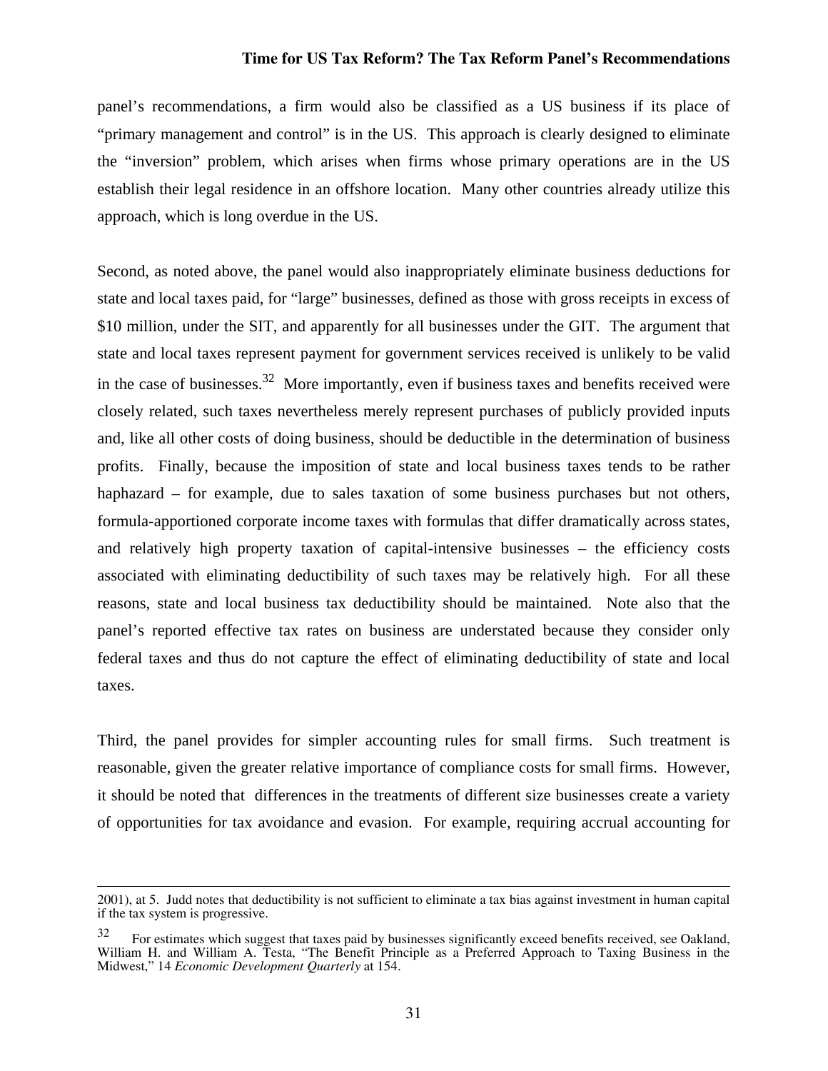panel's recommendations, a firm would also be classified as a US business if its place of "primary management and control" is in the US. This approach is clearly designed to eliminate the "inversion" problem, which arises when firms whose primary operations are in the US establish their legal residence in an offshore location. Many other countries already utilize this approach, which is long overdue in the US.

Second, as noted above, the panel would also inappropriately eliminate business deductions for state and local taxes paid, for "large" businesses, defined as those with gross receipts in excess of $10 million, under the SIT, and apparently for all businesses under the GIT. The argument that state and local taxes represent payment for government services received is unlikely to be valid in the case of businesses.[32] More importantly, even if business taxes and benefits received were closely related, such taxes nevertheless merely represent purchases of publicly provided inputs and, like all other costs of doing business, should be deductible in the determination of business profits. Finally, because the imposition of state and local business taxes tends to be rather haphazard – for example, due to sales taxation of some business purchases but not others, formula-apportioned corporate income taxes with formulas that differ dramatically across states, and relatively high property taxation of capital-intensive businesses – the efficiency costs associated with eliminating deductibility of such taxes may be relatively high. For all these reasons, state and local business tax deductibility should be maintained. Note also that the panel's reported effective tax rates on business are understated because they consider only federal taxes and thus do not capture the effect of eliminating deductibility of state and local taxes.

Third, the panel provides for simpler accounting rules for small firms. Such treatment is reasonable, given the greater relative importance of compliance costs for small firms. However, it should be noted that differences in the treatments of different size businesses create a variety of opportunities for tax avoidance and evasion. For example, requiring accrual accounting for

---

2001), at 5. Judd notes that deductibility is not sufficient to eliminate a tax bias against investment in human capital if the tax system is progressive.

[32] For estimates which suggest that taxes paid by businesses significantly exceed benefits received, see Oakland, William H. and William A. Testa, "The Benefit Principle as a Preferred Approach to Taxing Business in the Midwest," 14 *Economic Development Quarterly* at 154.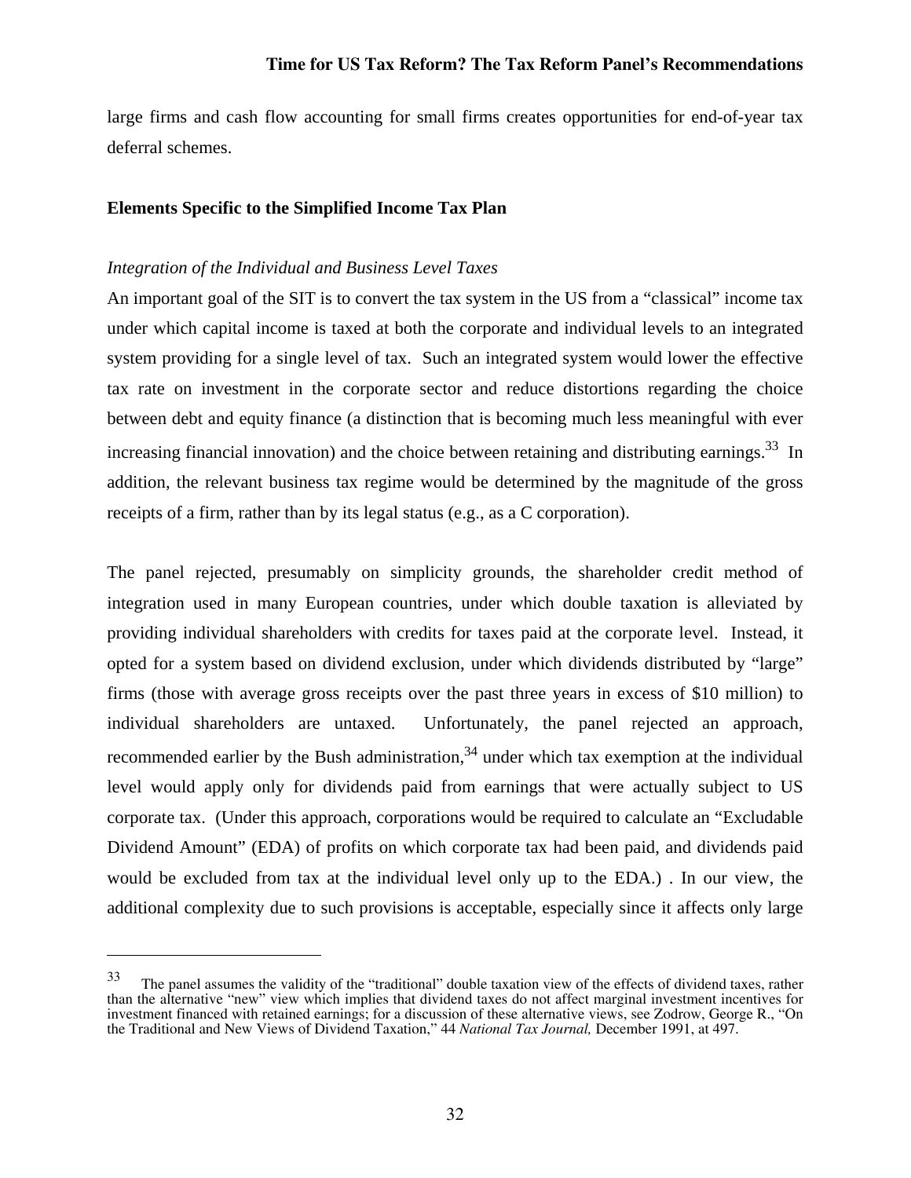large firms and cash flow accounting for small firms creates opportunities for end-of-year tax deferral schemes.

## Elements Specific to the Simplified Income Tax Plan

*Integration of the Individual and Business Level Taxes*

An important goal of the SIT is to convert the tax system in the US from a "classical" income tax under which capital income is taxed at both the corporate and individual levels to an integrated system providing for a single level of tax. Such an integrated system would lower the effective tax rate on investment in the corporate sector and reduce distortions regarding the choice between debt and equity finance (a distinction that is becoming much less meaningful with ever increasing financial innovation) and the choice between retaining and distributing earnings.[33] In addition, the relevant business tax regime would be determined by the magnitude of the gross receipts of a firm, rather than by its legal status (e.g., as a C corporation).

The panel rejected, presumably on simplicity grounds, the shareholder credit method of integration used in many European countries, under which double taxation is alleviated by providing individual shareholders with credits for taxes paid at the corporate level. Instead, it opted for a system based on dividend exclusion, under which dividends distributed by "large" firms (those with average gross receipts over the past three years in excess of $10 million) to individual shareholders are untaxed. Unfortunately, the panel rejected an approach, recommended earlier by the Bush administration,[34] under which tax exemption at the individual level would apply only for dividends paid from earnings that were actually subject to US corporate tax. (Under this approach, corporations would be required to calculate an "Excludable Dividend Amount" (EDA) of profits on which corporate tax had been paid, and dividends paid would be excluded from tax at the individual level only up to the EDA.) . In our view, the additional complexity due to such provisions is acceptable, especially since it affects only large

---

[33] The panel assumes the validity of the "traditional" double taxation view of the effects of dividend taxes, rather than the alternative "new" view which implies that dividend taxes do not affect marginal investment incentives for investment financed with retained earnings; for a discussion of these alternative views, see Zodrow, George R., "On the Traditional and New Views of Dividend Taxation," 44 *National Tax Journal,* December 1991, at 497.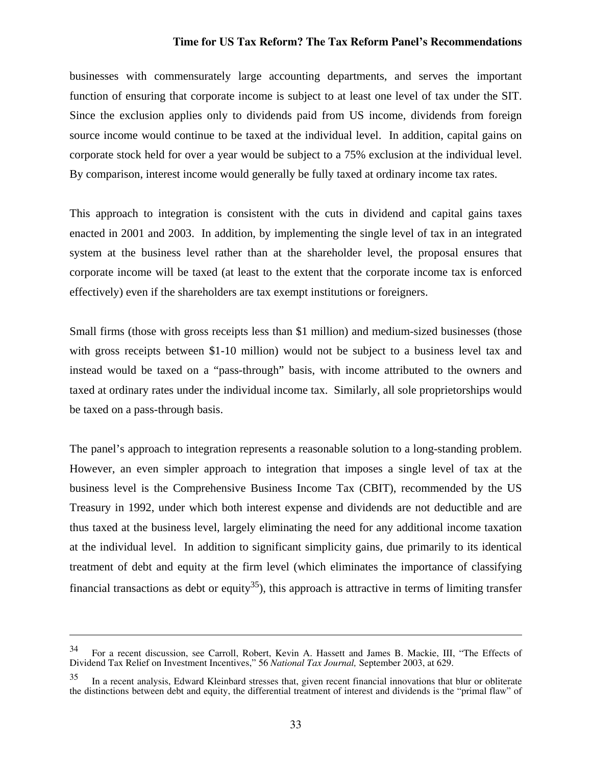businesses with commensurately large accounting departments, and serves the important function of ensuring that corporate income is subject to at least one level of tax under the SIT. Since the exclusion applies only to dividends paid from US income, dividends from foreign source income would continue to be taxed at the individual level. In addition, capital gains on corporate stock held for over a year would be subject to a 75% exclusion at the individual level. By comparison, interest income would generally be fully taxed at ordinary income tax rates.

This approach to integration is consistent with the cuts in dividend and capital gains taxes enacted in 2001 and 2003. In addition, by implementing the single level of tax in an integrated system at the business level rather than at the shareholder level, the proposal ensures that corporate income will be taxed (at least to the extent that the corporate income tax is enforced effectively) even if the shareholders are tax exempt institutions or foreigners.

Small firms (those with gross receipts less than $1 million) and medium-sized businesses (those with gross receipts between $1-10 million) would not be subject to a business level tax and instead would be taxed on a "pass-through" basis, with income attributed to the owners and taxed at ordinary rates under the individual income tax. Similarly, all sole proprietorships would be taxed on a pass-through basis.

The panel's approach to integration represents a reasonable solution to a long-standing problem. However, an even simpler approach to integration that imposes a single level of tax at the business level is the Comprehensive Business Income Tax (CBIT), recommended by the US Treasury in 1992, under which both interest expense and dividends are not deductible and are thus taxed at the business level, largely eliminating the need for any additional income taxation at the individual level. In addition to significant simplicity gains, due primarily to its identical treatment of debt and equity at the firm level (which eliminates the importance of classifying financial transactions as debt or equity[35]), this approach is attractive in terms of limiting transfer

---

[34] For a recent discussion, see Carroll, Robert, Kevin A. Hassett and James B. Mackie, III, "The Effects of Dividend Tax Relief on Investment Incentives," 56 *National Tax Journal,* September 2003, at 629.

[35] In a recent analysis, Edward Kleinbard stresses that, given recent financial innovations that blur or obliterate the distinctions between debt and equity, the differential treatment of interest and dividends is the "primal flaw" of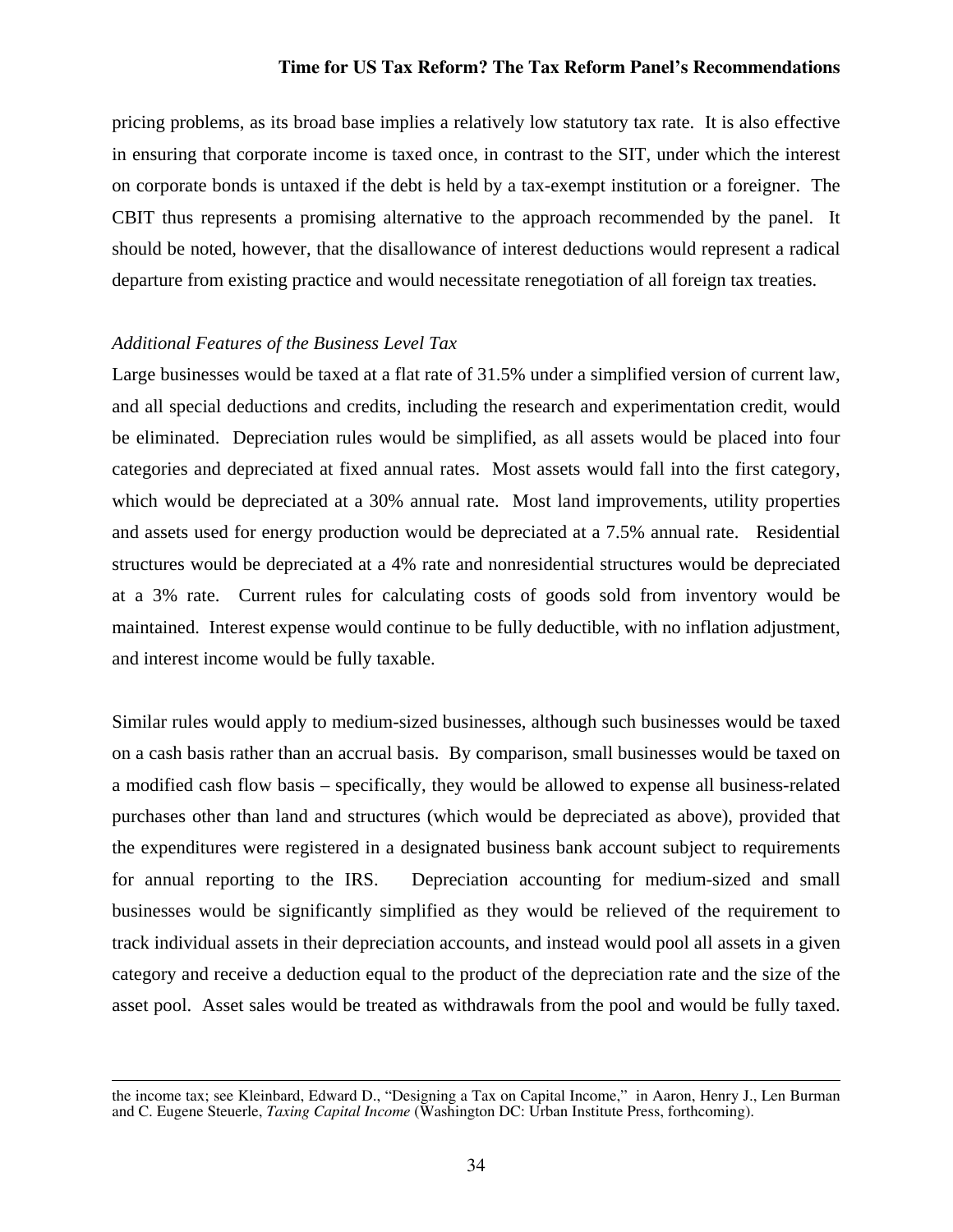pricing problems, as its broad base implies a relatively low statutory tax rate. It is also effective in ensuring that corporate income is taxed once, in contrast to the SIT, under which the interest on corporate bonds is untaxed if the debt is held by a tax-exempt institution or a foreigner. The CBIT thus represents a promising alternative to the approach recommended by the panel. It should be noted, however, that the disallowance of interest deductions would represent a radical departure from existing practice and would necessitate renegotiation of all foreign tax treaties.

*Additional Features of the Business Level Tax*

Large businesses would be taxed at a flat rate of 31.5% under a simplified version of current law, and all special deductions and credits, including the research and experimentation credit, would be eliminated. Depreciation rules would be simplified, as all assets would be placed into four categories and depreciated at fixed annual rates. Most assets would fall into the first category, which would be depreciated at a 30% annual rate. Most land improvements, utility properties and assets used for energy production would be depreciated at a 7.5% annual rate. Residential structures would be depreciated at a 4% rate and nonresidential structures would be depreciated at a 3% rate. Current rules for calculating costs of goods sold from inventory would be maintained. Interest expense would continue to be fully deductible, with no inflation adjustment, and interest income would be fully taxable.

Similar rules would apply to medium-sized businesses, although such businesses would be taxed on a cash basis rather than an accrual basis. By comparison, small businesses would be taxed on a modified cash flow basis – specifically, they would be allowed to expense all business-related purchases other than land and structures (which would be depreciated as above), provided that the expenditures were registered in a designated business bank account subject to requirements for annual reporting to the IRS. Depreciation accounting for medium-sized and small businesses would be significantly simplified as they would be relieved of the requirement to track individual assets in their depreciation accounts, and instead would pool all assets in a given category and receive a deduction equal to the product of the depreciation rate and the size of the asset pool. Asset sales would be treated as withdrawals from the pool and would be fully taxed.

---

the income tax; see Kleinbard, Edward D., "Designing a Tax on Capital Income," in Aaron, Henry J., Len Burman and C. Eugene Steuerle, *Taxing Capital Income* (Washington DC: Urban Institute Press, forthcoming).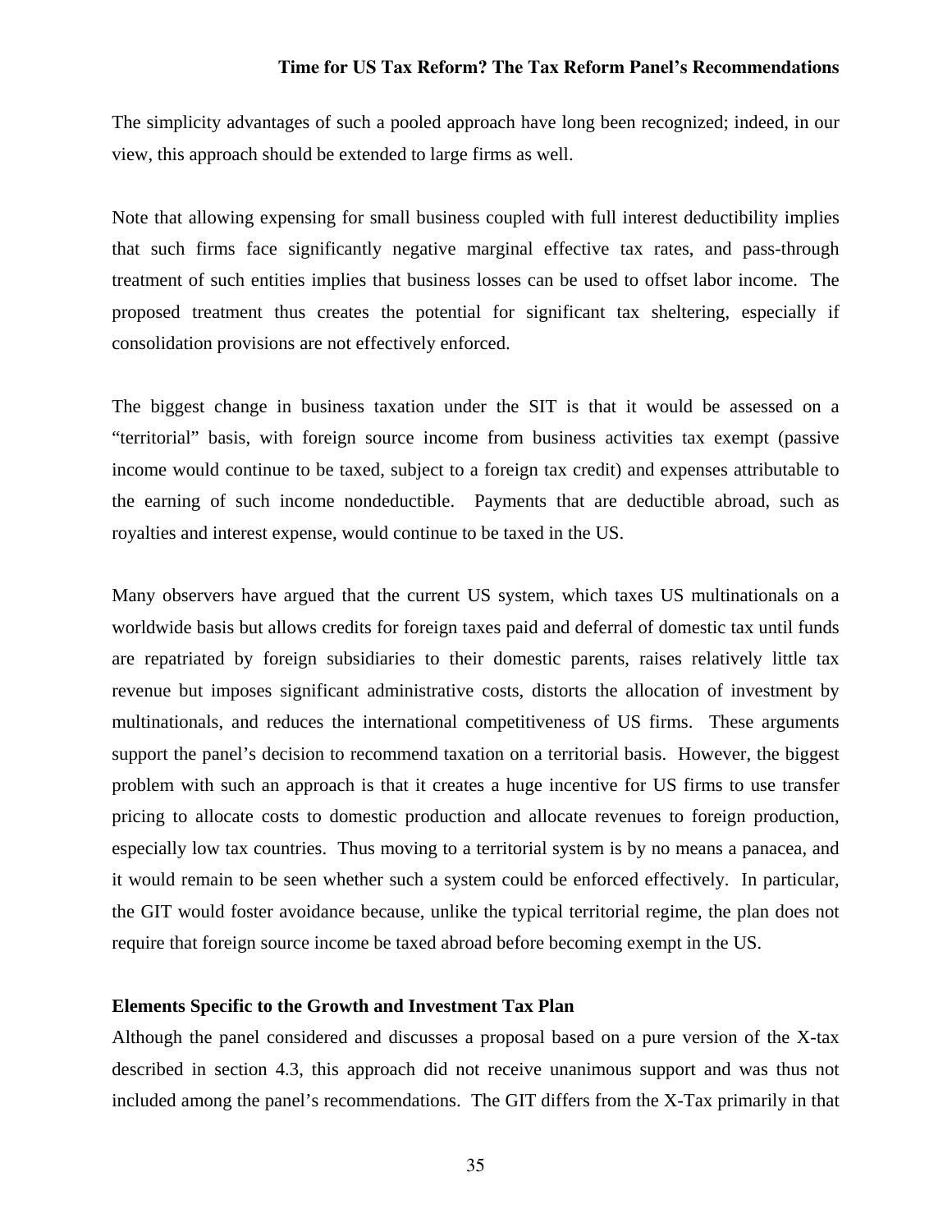The simplicity advantages of such a pooled approach have long been recognized; indeed, in our view, this approach should be extended to large firms as well.

Note that allowing expensing for small business coupled with full interest deductibility implies that such firms face significantly negative marginal effective tax rates, and pass-through treatment of such entities implies that business losses can be used to offset labor income. The proposed treatment thus creates the potential for significant tax sheltering, especially if consolidation provisions are not effectively enforced.

The biggest change in business taxation under the SIT is that it would be assessed on a "territorial" basis, with foreign source income from business activities tax exempt (passive income would continue to be taxed, subject to a foreign tax credit) and expenses attributable to the earning of such income nondeductible. Payments that are deductible abroad, such as royalties and interest expense, would continue to be taxed in the US.

Many observers have argued that the current US system, which taxes US multinationals on a worldwide basis but allows credits for foreign taxes paid and deferral of domestic tax until funds are repatriated by foreign subsidiaries to their domestic parents, raises relatively little tax revenue but imposes significant administrative costs, distorts the allocation of investment by multinationals, and reduces the international competitiveness of US firms. These arguments support the panel's decision to recommend taxation on a territorial basis. However, the biggest problem with such an approach is that it creates a huge incentive for US firms to use transfer pricing to allocate costs to domestic production and allocate revenues to foreign production, especially low tax countries. Thus moving to a territorial system is by no means a panacea, and it would remain to be seen whether such a system could be enforced effectively. In particular, the GIT would foster avoidance because, unlike the typical territorial regime, the plan does not require that foreign source income be taxed abroad before becoming exempt in the US.

**Elements Specific to the Growth and Investment Tax Plan**

Although the panel considered and discusses a proposal based on a pure version of the X-tax described in section 4.3, this approach did not receive unanimous support and was thus not included among the panel's recommendations. The GIT differs from the X-Tax primarily in that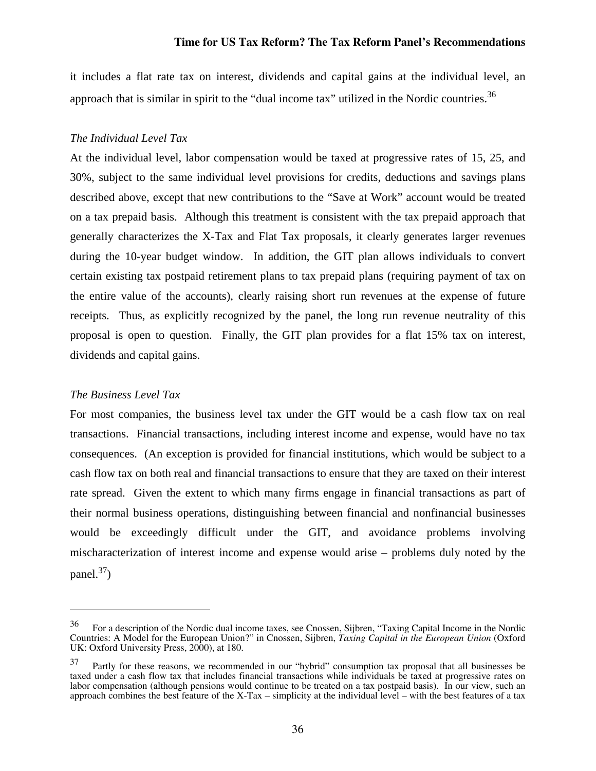it includes a flat rate tax on interest, dividends and capital gains at the individual level, an approach that is similar in spirit to the "dual income tax" utilized in the Nordic countries.[36]

*The Individual Level Tax*

At the individual level, labor compensation would be taxed at progressive rates of 15, 25, and 30%, subject to the same individual level provisions for credits, deductions and savings plans described above, except that new contributions to the "Save at Work" account would be treated on a tax prepaid basis. Although this treatment is consistent with the tax prepaid approach that generally characterizes the X-Tax and Flat Tax proposals, it clearly generates larger revenues during the 10-year budget window. In addition, the GIT plan allows individuals to convert certain existing tax postpaid retirement plans to tax prepaid plans (requiring payment of tax on the entire value of the accounts), clearly raising short run revenues at the expense of future receipts. Thus, as explicitly recognized by the panel, the long run revenue neutrality of this proposal is open to question. Finally, the GIT plan provides for a flat 15% tax on interest, dividends and capital gains.

*The Business Level Tax*

For most companies, the business level tax under the GIT would be a cash flow tax on real transactions. Financial transactions, including interest income and expense, would have no tax consequences. (An exception is provided for financial institutions, which would be subject to a cash flow tax on both real and financial transactions to ensure that they are taxed on their interest rate spread. Given the extent to which many firms engage in financial transactions as part of their normal business operations, distinguishing between financial and nonfinancial businesses would be exceedingly difficult under the GIT, and avoidance problems involving mischaracterization of interest income and expense would arise – problems duly noted by the panel.[37])

---

[36] For a description of the Nordic dual income taxes, see Cnossen, Sijbren, "Taxing Capital Income in the Nordic Countries: A Model for the European Union?" in Cnossen, Sijbren, *Taxing Capital in the European Union* (Oxford UK: Oxford University Press, 2000), at 180.

[37] Partly for these reasons, we recommended in our "hybrid" consumption tax proposal that all businesses be taxed under a cash flow tax that includes financial transactions while individuals be taxed at progressive rates on labor compensation (although pensions would continue to be treated on a tax postpaid basis). In our view, such an approach combines the best feature of the X-Tax – simplicity at the individual level – with the best features of a tax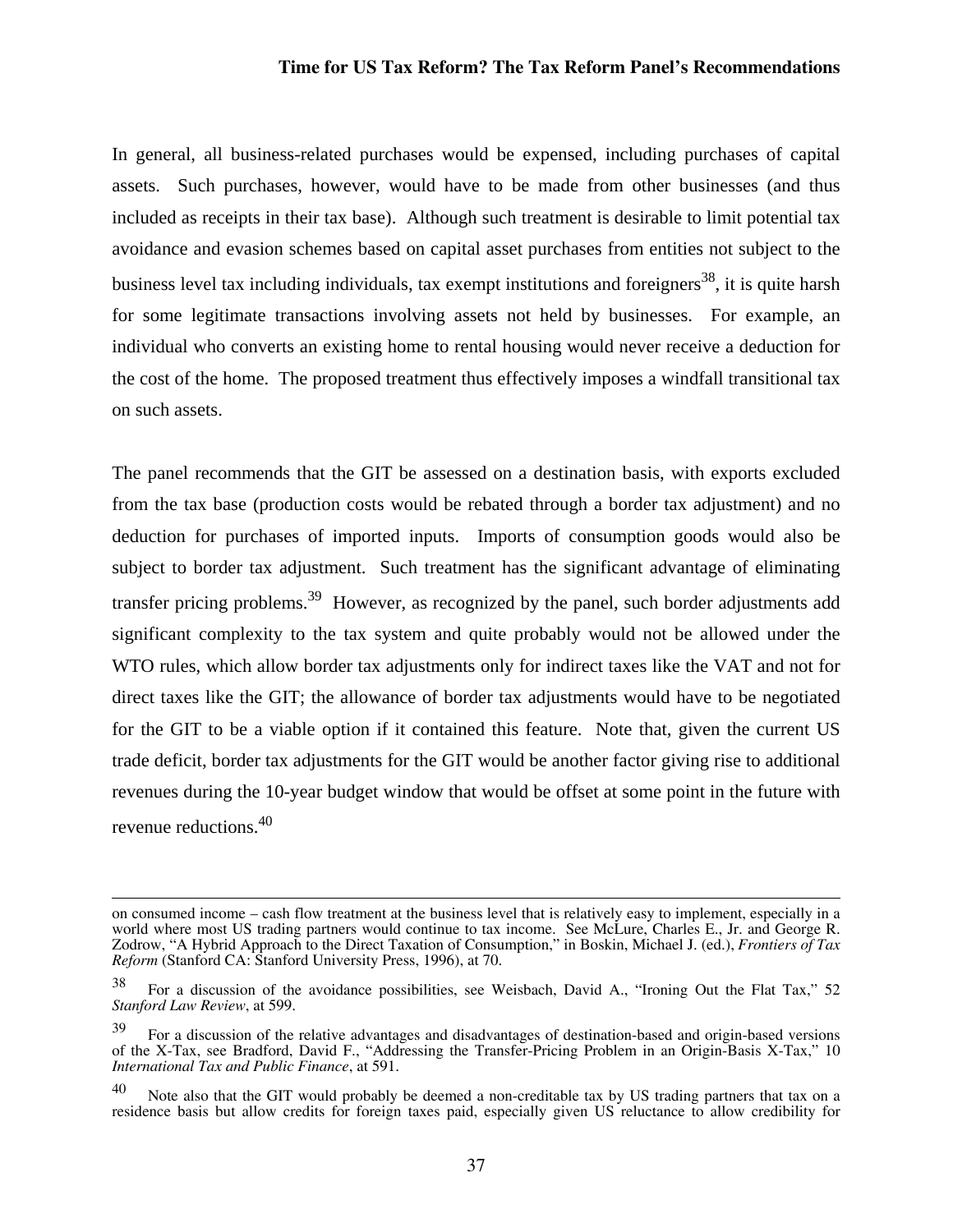In general, all business-related purchases would be expensed, including purchases of capital assets. Such purchases, however, would have to be made from other businesses (and thus included as receipts in their tax base). Although such treatment is desirable to limit potential tax avoidance and evasion schemes based on capital asset purchases from entities not subject to the business level tax including individuals, tax exempt institutions and foreigners[38], it is quite harsh for some legitimate transactions involving assets not held by businesses. For example, an individual who converts an existing home to rental housing would never receive a deduction for the cost of the home. The proposed treatment thus effectively imposes a windfall transitional tax on such assets.

The panel recommends that the GIT be assessed on a destination basis, with exports excluded from the tax base (production costs would be rebated through a border tax adjustment) and no deduction for purchases of imported inputs. Imports of consumption goods would also be subject to border tax adjustment. Such treatment has the significant advantage of eliminating transfer pricing problems.[39] However, as recognized by the panel, such border adjustments add significant complexity to the tax system and quite probably would not be allowed under the WTO rules, which allow border tax adjustments only for indirect taxes like the VAT and not for direct taxes like the GIT; the allowance of border tax adjustments would have to be negotiated for the GIT to be a viable option if it contained this feature. Note that, given the current US trade deficit, border tax adjustments for the GIT would be another factor giving rise to additional revenues during the 10-year budget window that would be offset at some point in the future with revenue reductions.[40]

---

on consumed income – cash flow treatment at the business level that is relatively easy to implement, especially in a world where most US trading partners would continue to tax income. See McLure, Charles E., Jr. and George R. Zodrow, "A Hybrid Approach to the Direct Taxation of Consumption," in Boskin, Michael J. (ed.), *Frontiers of Tax Reform* (Stanford CA: Stanford University Press, 1996), at 70.

[38] For a discussion of the avoidance possibilities, see Weisbach, David A., "Ironing Out the Flat Tax," 52 *Stanford Law Review*, at 599.

[39] For a discussion of the relative advantages and disadvantages of destination-based and origin-based versions of the X-Tax, see Bradford, David F., "Addressing the Transfer-Pricing Problem in an Origin-Basis X-Tax," 10 *International Tax and Public Finance*, at 591.

[40] Note also that the GIT would probably be deemed a non-creditable tax by US trading partners that tax on a residence basis but allow credits for foreign taxes paid, especially given US reluctance to allow credibility for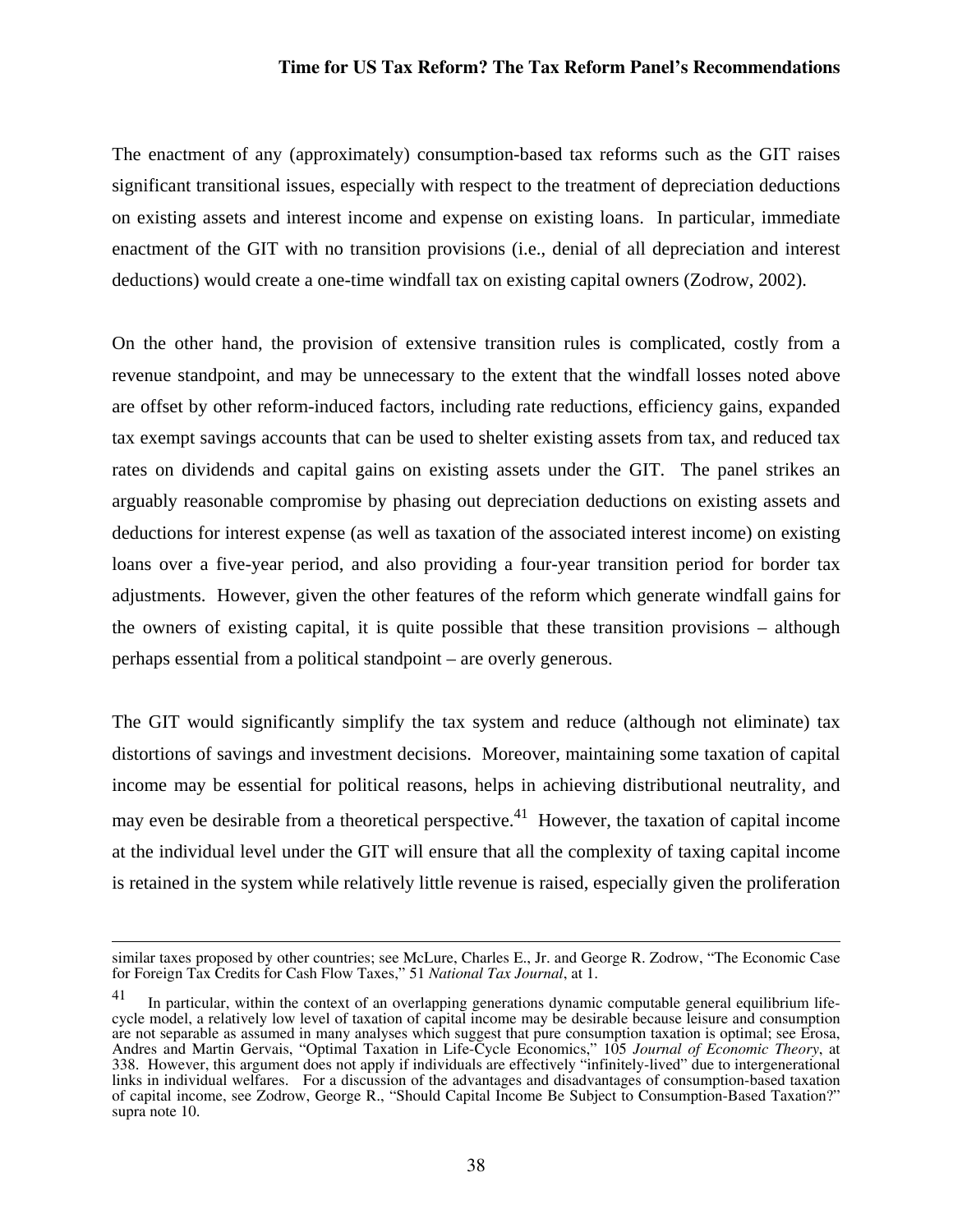The enactment of any (approximately) consumption-based tax reforms such as the GIT raises significant transitional issues, especially with respect to the treatment of depreciation deductions on existing assets and interest income and expense on existing loans. In particular, immediate enactment of the GIT with no transition provisions (i.e., denial of all depreciation and interest deductions) would create a one-time windfall tax on existing capital owners (Zodrow, 2002).

On the other hand, the provision of extensive transition rules is complicated, costly from a revenue standpoint, and may be unnecessary to the extent that the windfall losses noted above are offset by other reform-induced factors, including rate reductions, efficiency gains, expanded tax exempt savings accounts that can be used to shelter existing assets from tax, and reduced tax rates on dividends and capital gains on existing assets under the GIT. The panel strikes an arguably reasonable compromise by phasing out depreciation deductions on existing assets and deductions for interest expense (as well as taxation of the associated interest income) on existing loans over a five-year period, and also providing a four-year transition period for border tax adjustments. However, given the other features of the reform which generate windfall gains for the owners of existing capital, it is quite possible that these transition provisions – although perhaps essential from a political standpoint – are overly generous.

The GIT would significantly simplify the tax system and reduce (although not eliminate) tax distortions of savings and investment decisions. Moreover, maintaining some taxation of capital income may be essential for political reasons, helps in achieving distributional neutrality, and may even be desirable from a theoretical perspective.[41] However, the taxation of capital income at the individual level under the GIT will ensure that all the complexity of taxing capital income is retained in the system while relatively little revenue is raised, especially given the proliferation

---

similar taxes proposed by other countries; see McLure, Charles E., Jr. and George R. Zodrow, "The Economic Case for Foreign Tax Credits for Cash Flow Taxes," 51 *National Tax Journal*, at 1.

[41] In particular, within the context of an overlapping generations dynamic computable general equilibrium life-cycle model, a relatively low level of taxation of capital income may be desirable because leisure and consumption are not separable as assumed in many analyses which suggest that pure consumption taxation is optimal; see Erosa, Andres and Martin Gervais, "Optimal Taxation in Life-Cycle Economics," 105 *Journal of Economic Theory*, at 338. However, this argument does not apply if individuals are effectively "infinitely-lived" due to intergenerational links in individual welfares. For a discussion of the advantages and disadvantages of consumption-based taxation of capital income, see Zodrow, George R., "Should Capital Income Be Subject to Consumption-Based Taxation?" supra note 10.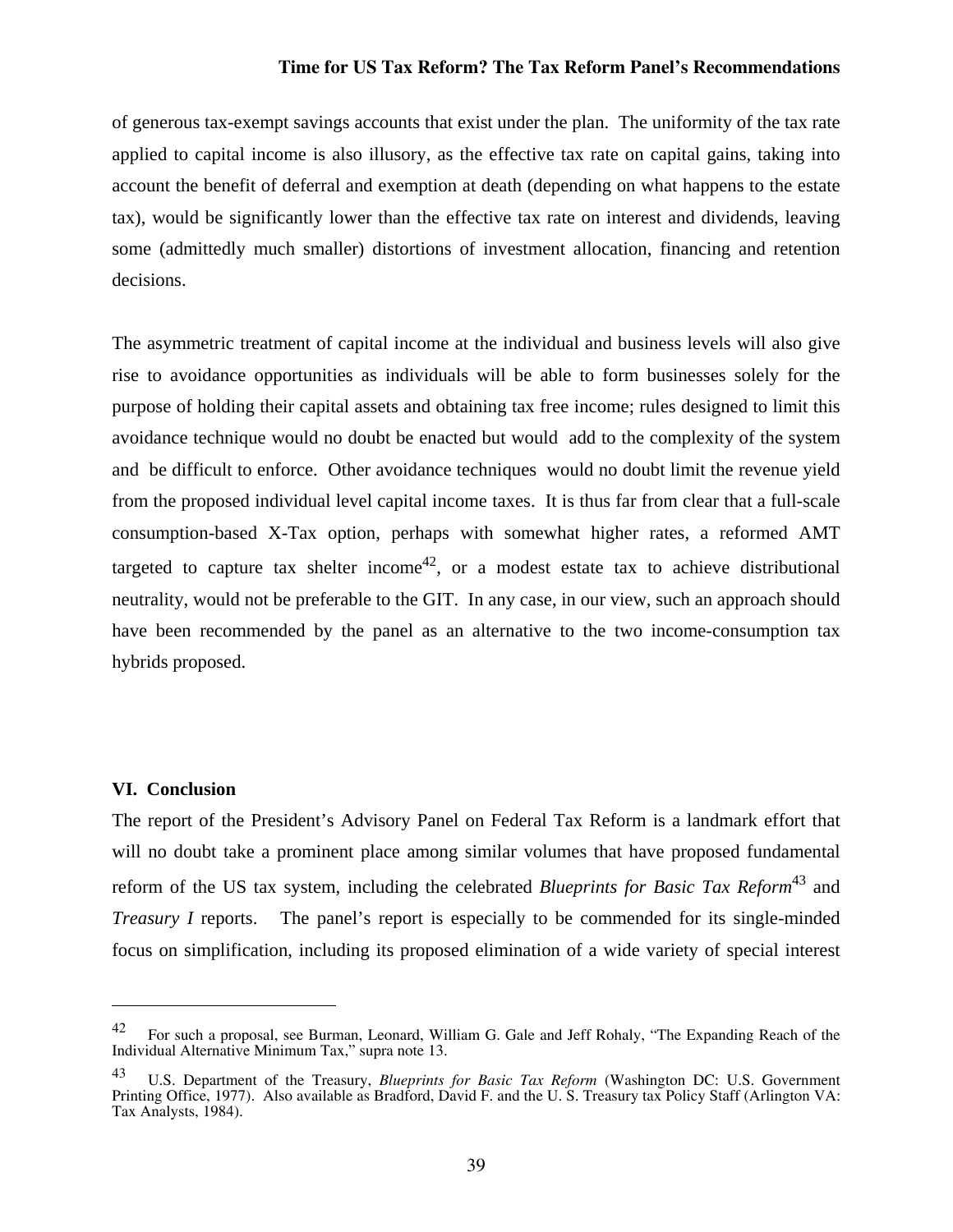of generous tax-exempt savings accounts that exist under the plan. The uniformity of the tax rate applied to capital income is also illusory, as the effective tax rate on capital gains, taking into account the benefit of deferral and exemption at death (depending on what happens to the estate tax), would be significantly lower than the effective tax rate on interest and dividends, leaving some (admittedly much smaller) distortions of investment allocation, financing and retention decisions.

The asymmetric treatment of capital income at the individual and business levels will also give rise to avoidance opportunities as individuals will be able to form businesses solely for the purpose of holding their capital assets and obtaining tax free income; rules designed to limit this avoidance technique would no doubt be enacted but would add to the complexity of the system and be difficult to enforce. Other avoidance techniques would no doubt limit the revenue yield from the proposed individual level capital income taxes. It is thus far from clear that a full-scale consumption-based X-Tax option, perhaps with somewhat higher rates, a reformed AMT targeted to capture tax shelter income[42], or a modest estate tax to achieve distributional neutrality, would not be preferable to the GIT. In any case, in our view, such an approach should have been recommended by the panel as an alternative to the two income-consumption tax hybrids proposed.

## VI. Conclusion

The report of the President's Advisory Panel on Federal Tax Reform is a landmark effort that will no doubt take a prominent place among similar volumes that have proposed fundamental reform of the US tax system, including the celebrated *Blueprints for Basic Tax Reform*[43] and *Treasury I* reports. The panel's report is especially to be commended for its single-minded focus on simplification, including its proposed elimination of a wide variety of special interest

---

[42] For such a proposal, see Burman, Leonard, William G. Gale and Jeff Rohaly, "The Expanding Reach of the Individual Alternative Minimum Tax," supra note 13.

[43] U.S. Department of the Treasury, *Blueprints for Basic Tax Reform* (Washington DC: U.S. Government Printing Office, 1977). Also available as Bradford, David F. and the U. S. Treasury tax Policy Staff (Arlington VA: Tax Analysts, 1984).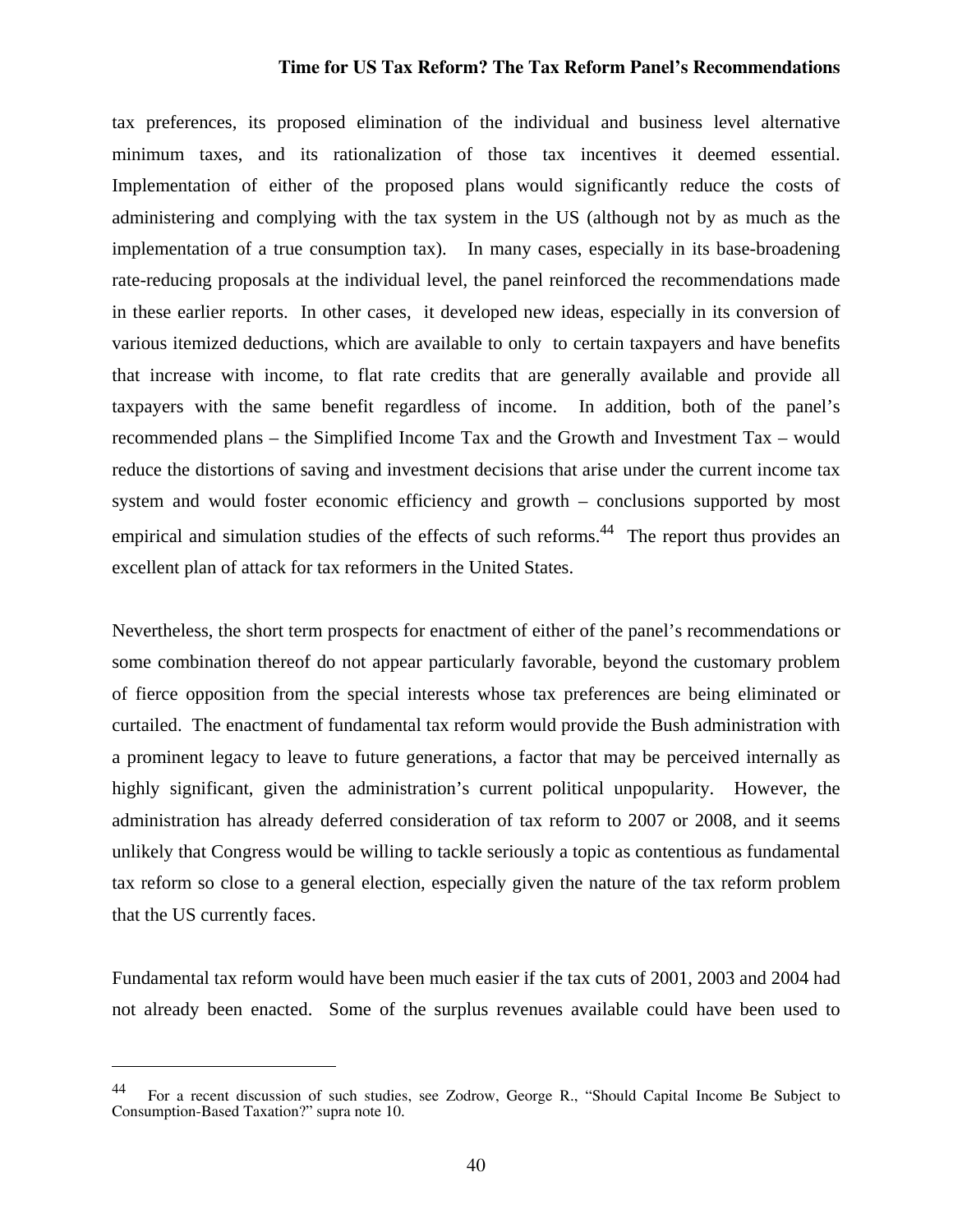tax preferences, its proposed elimination of the individual and business level alternative minimum taxes, and its rationalization of those tax incentives it deemed essential. Implementation of either of the proposed plans would significantly reduce the costs of administering and complying with the tax system in the US (although not by as much as the implementation of a true consumption tax). In many cases, especially in its base-broadening rate-reducing proposals at the individual level, the panel reinforced the recommendations made in these earlier reports. In other cases, it developed new ideas, especially in its conversion of various itemized deductions, which are available to only to certain taxpayers and have benefits that increase with income, to flat rate credits that are generally available and provide all taxpayers with the same benefit regardless of income. In addition, both of the panel's recommended plans – the Simplified Income Tax and the Growth and Investment Tax – would reduce the distortions of saving and investment decisions that arise under the current income tax system and would foster economic efficiency and growth – conclusions supported by most empirical and simulation studies of the effects of such reforms.[44] The report thus provides an excellent plan of attack for tax reformers in the United States.

Nevertheless, the short term prospects for enactment of either of the panel's recommendations or some combination thereof do not appear particularly favorable, beyond the customary problem of fierce opposition from the special interests whose tax preferences are being eliminated or curtailed. The enactment of fundamental tax reform would provide the Bush administration with a prominent legacy to leave to future generations, a factor that may be perceived internally as highly significant, given the administration's current political unpopularity. However, the administration has already deferred consideration of tax reform to 2007 or 2008, and it seems unlikely that Congress would be willing to tackle seriously a topic as contentious as fundamental tax reform so close to a general election, especially given the nature of the tax reform problem that the US currently faces.

Fundamental tax reform would have been much easier if the tax cuts of 2001, 2003 and 2004 had not already been enacted. Some of the surplus revenues available could have been used to

---

[44] For a recent discussion of such studies, see Zodrow, George R., "Should Capital Income Be Subject to Consumption-Based Taxation?" supra note 10.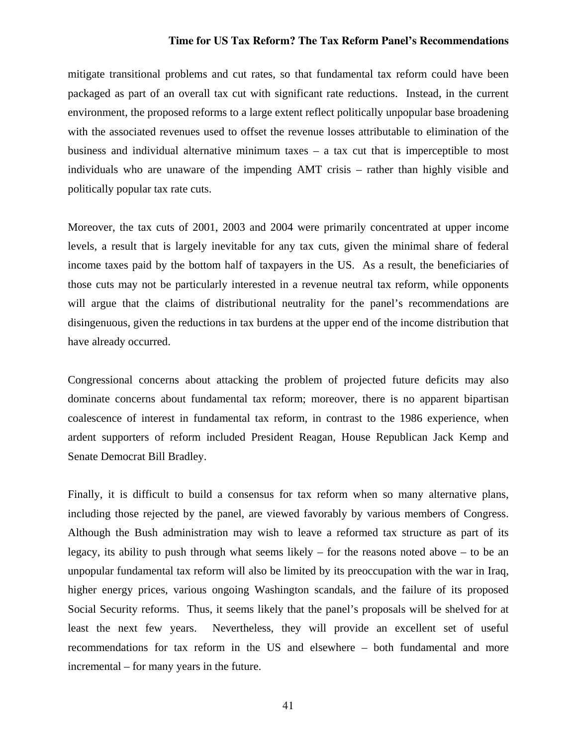mitigate transitional problems and cut rates, so that fundamental tax reform could have been packaged as part of an overall tax cut with significant rate reductions. Instead, in the current environment, the proposed reforms to a large extent reflect politically unpopular base broadening with the associated revenues used to offset the revenue losses attributable to elimination of the business and individual alternative minimum taxes – a tax cut that is imperceptible to most individuals who are unaware of the impending AMT crisis – rather than highly visible and politically popular tax rate cuts.

Moreover, the tax cuts of 2001, 2003 and 2004 were primarily concentrated at upper income levels, a result that is largely inevitable for any tax cuts, given the minimal share of federal income taxes paid by the bottom half of taxpayers in the US. As a result, the beneficiaries of those cuts may not be particularly interested in a revenue neutral tax reform, while opponents will argue that the claims of distributional neutrality for the panel's recommendations are disingenuous, given the reductions in tax burdens at the upper end of the income distribution that have already occurred.

Congressional concerns about attacking the problem of projected future deficits may also dominate concerns about fundamental tax reform; moreover, there is no apparent bipartisan coalescence of interest in fundamental tax reform, in contrast to the 1986 experience, when ardent supporters of reform included President Reagan, House Republican Jack Kemp and Senate Democrat Bill Bradley.

Finally, it is difficult to build a consensus for tax reform when so many alternative plans, including those rejected by the panel, are viewed favorably by various members of Congress. Although the Bush administration may wish to leave a reformed tax structure as part of its legacy, its ability to push through what seems likely – for the reasons noted above – to be an unpopular fundamental tax reform will also be limited by its preoccupation with the war in Iraq, higher energy prices, various ongoing Washington scandals, and the failure of its proposed Social Security reforms. Thus, it seems likely that the panel's proposals will be shelved for at least the next few years. Nevertheless, they will provide an excellent set of useful recommendations for tax reform in the US and elsewhere – both fundamental and more incremental – for many years in the future.